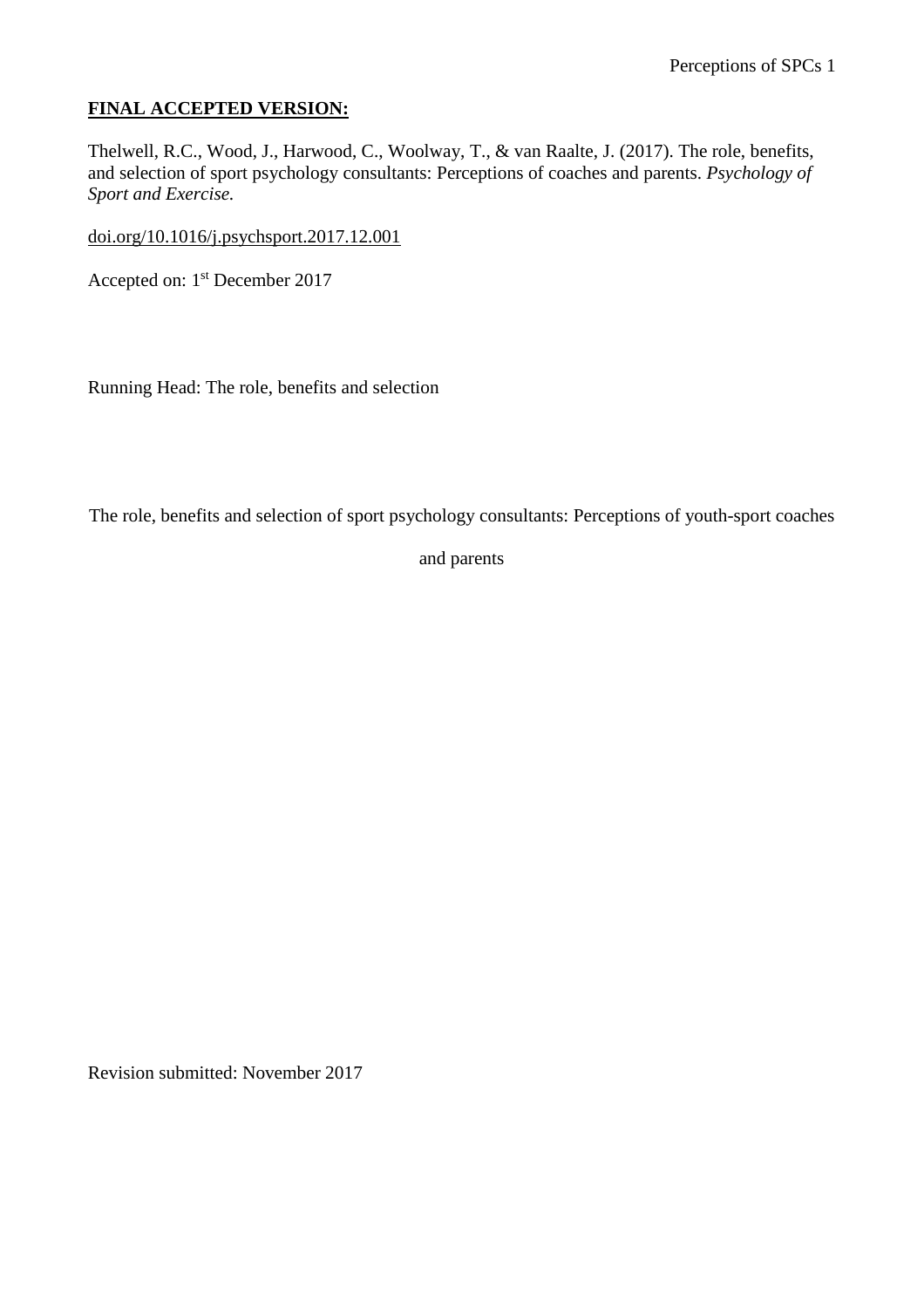**FINAL ACCEPTED VERSION:**

Thelwell, R.C., Wood, J., Harwood, C., Woolway, T., & van Raalte, J. (2017). The role, benefits, and selection of sport psychology consultants: Perceptions of coaches and parents. *Psychology of Sport and Exercise.*

doi.org/10.1016/j.psychsport.2017.12.001

Accepted on: 1st December 2017

Running Head: The role, benefits and selection

The role, benefits and selection of sport psychology consultants: Perceptions of youth-sport coaches and parents

Revision submitted: November 2017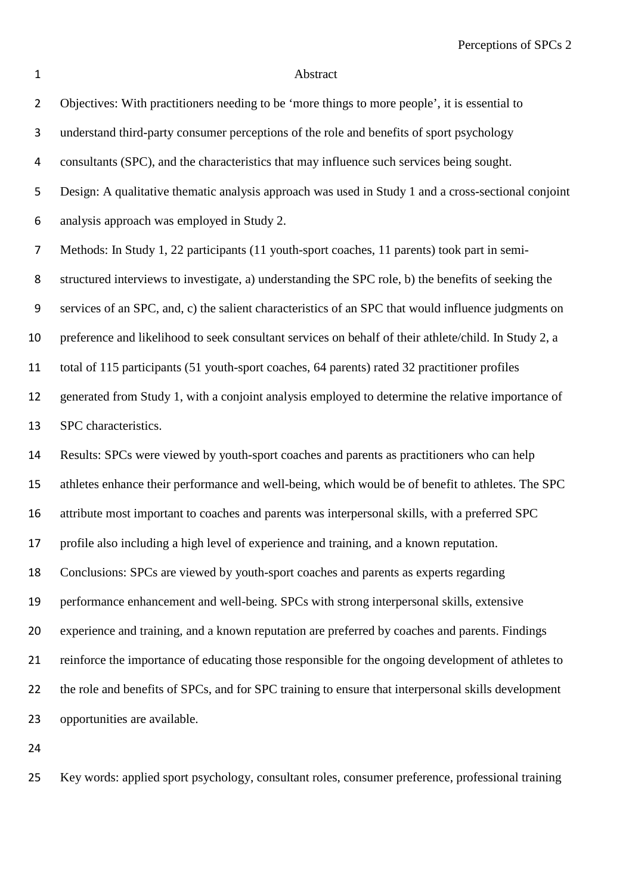# Abstract

Objectives: With practitioners needing to be 'more things to more people', it is essential to understand third-party consumer perceptions of the role and benefits of sport psychology consultants (SPC), and the characteristics that may influence such services being sought.

Design: A qualitative thematic analysis approach was used in Study 1 and a cross-sectional conjoint analysis approach was employed in Study 2.

Methods: In Study 1, 22 participants (11 youth-sport coaches, 11 parents) took part in semi-structured interviews to investigate, a) understanding the SPC role, b) the benefits of seeking the services of an SPC, and, c) the salient characteristics of an SPC that would influence judgments on preference and likelihood to seek consultant services on behalf of their athlete/child. In Study 2, a total of 115 participants (51 youth-sport coaches, 64 parents) rated 32 practitioner profiles generated from Study 1, with a conjoint analysis employed to determine the relative importance of SPC characteristics.

Results: SPCs were viewed by youth-sport coaches and parents as practitioners who can help athletes enhance their performance and well-being, which would be of benefit to athletes. The SPC attribute most important to coaches and parents was interpersonal skills, with a preferred SPC profile also including a high level of experience and training, and a known reputation.

Conclusions: SPCs are viewed by youth-sport coaches and parents as experts regarding performance enhancement and well-being. SPCs with strong interpersonal skills, extensive experience and training, and a known reputation are preferred by coaches and parents. Findings reinforce the importance of educating those responsible for the ongoing development of athletes to the role and benefits of SPCs, and for SPC training to ensure that interpersonal skills development opportunities are available.

Key words: applied sport psychology, consultant roles, consumer preference, professional training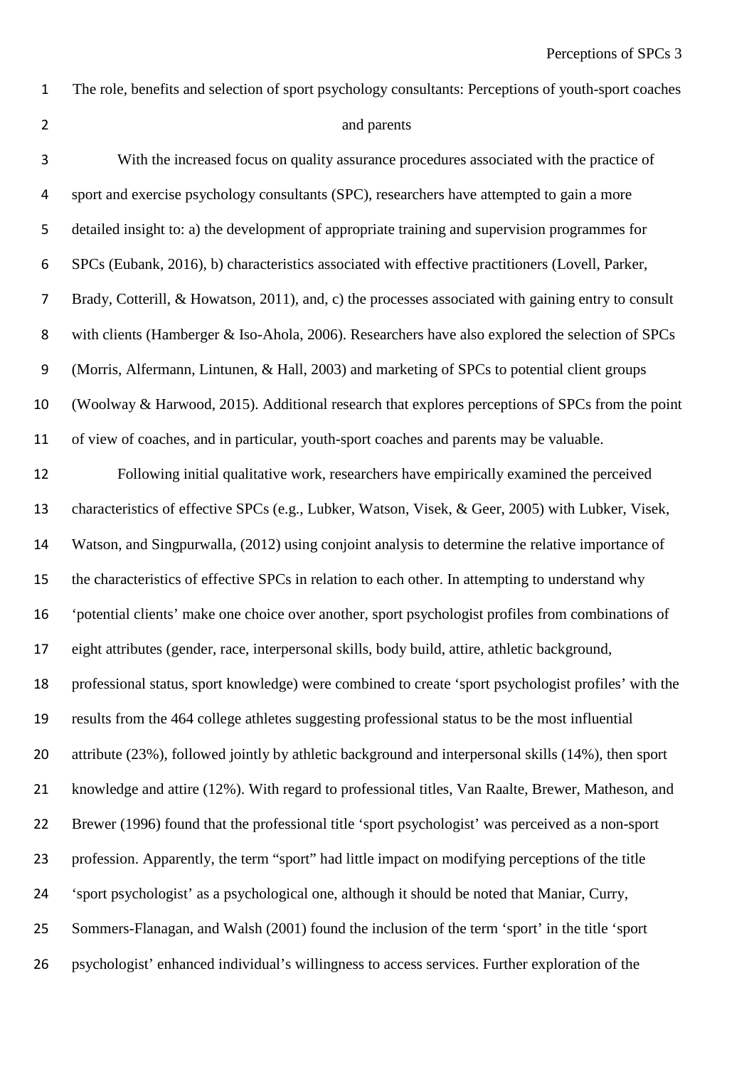# The role, benefits and selection of sport psychology consultants: Perceptions of youth-sport coaches and parents

With the increased focus on quality assurance procedures associated with the practice of sport and exercise psychology consultants (SPC), researchers have attempted to gain a more detailed insight to: a) the development of appropriate training and supervision programmes for SPCs (Eubank, 2016), b) characteristics associated with effective practitioners (Lovell, Parker, Brady, Cotterill, & Howatson, 2011), and, c) the processes associated with gaining entry to consult with clients (Hamberger & Iso-Ahola, 2006). Researchers have also explored the selection of SPCs (Morris, Alfermann, Lintunen, & Hall, 2003) and marketing of SPCs to potential client groups (Woolway & Harwood, 2015). Additional research that explores perceptions of SPCs from the point of view of coaches, and in particular, youth-sport coaches and parents may be valuable.

Following initial qualitative work, researchers have empirically examined the perceived characteristics of effective SPCs (e.g., Lubker, Watson, Visek, & Geer, 2005) with Lubker, Visek, Watson, and Singpurwalla, (2012) using conjoint analysis to determine the relative importance of the characteristics of effective SPCs in relation to each other. In attempting to understand why 'potential clients' make one choice over another, sport psychologist profiles from combinations of eight attributes (gender, race, interpersonal skills, body build, attire, athletic background, professional status, sport knowledge) were combined to create 'sport psychologist profiles' with the results from the 464 college athletes suggesting professional status to be the most influential attribute (23%), followed jointly by athletic background and interpersonal skills (14%), then sport knowledge and attire (12%). With regard to professional titles, Van Raalte, Brewer, Matheson, and Brewer (1996) found that the professional title 'sport psychologist' was perceived as a non-sport profession. Apparently, the term "sport" had little impact on modifying perceptions of the title 'sport psychologist' as a psychological one, although it should be noted that Maniar, Curry, Sommers-Flanagan, and Walsh (2001) found the inclusion of the term 'sport' in the title 'sport psychologist' enhanced individual's willingness to access services. Further exploration of the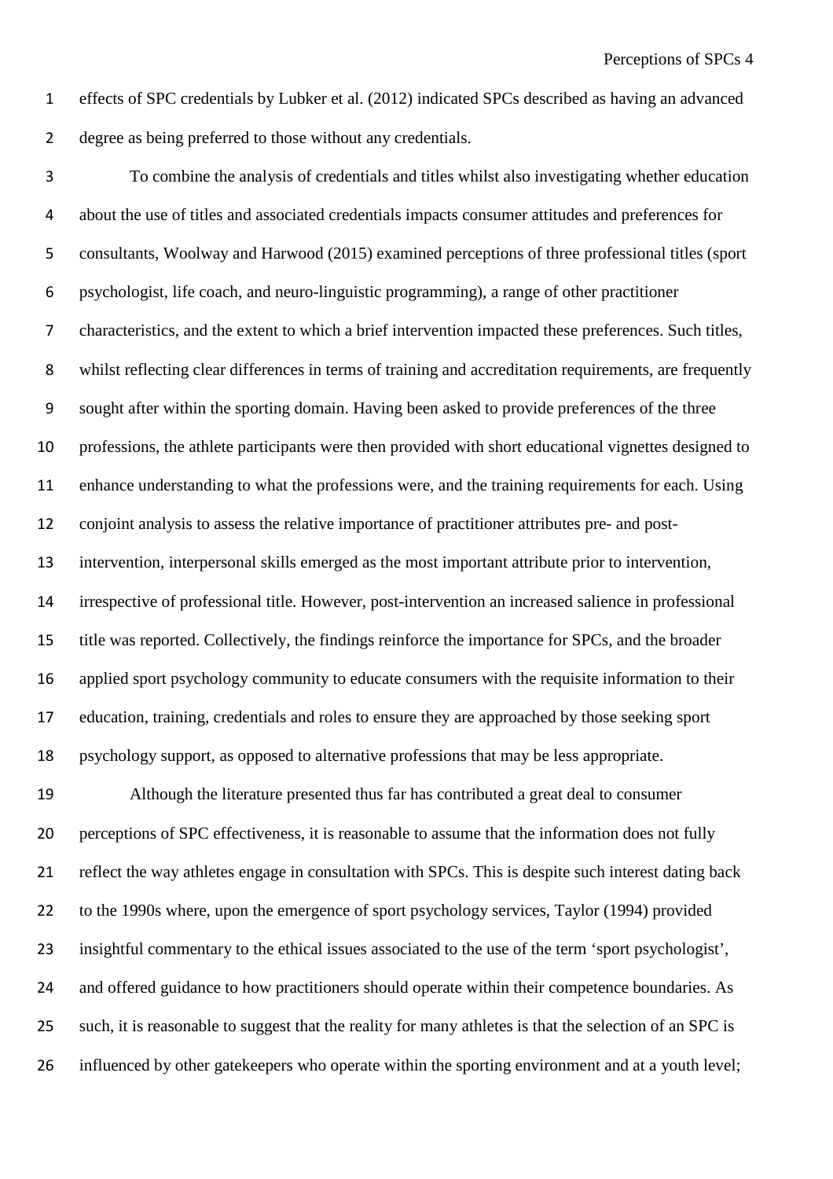effects of SPC credentials by Lubker et al. (2012) indicated SPCs described as having an advanced degree as being preferred to those without any credentials.

To combine the analysis of credentials and titles whilst also investigating whether education about the use of titles and associated credentials impacts consumer attitudes and preferences for consultants, Woolway and Harwood (2015) examined perceptions of three professional titles (sport psychologist, life coach, and neuro-linguistic programming), a range of other practitioner characteristics, and the extent to which a brief intervention impacted these preferences. Such titles, whilst reflecting clear differences in terms of training and accreditation requirements, are frequently sought after within the sporting domain. Having been asked to provide preferences of the three professions, the athlete participants were then provided with short educational vignettes designed to enhance understanding to what the professions were, and the training requirements for each. Using conjoint analysis to assess the relative importance of practitioner attributes pre- and post-intervention, interpersonal skills emerged as the most important attribute prior to intervention, irrespective of professional title. However, post-intervention an increased salience in professional title was reported. Collectively, the findings reinforce the importance for SPCs, and the broader applied sport psychology community to educate consumers with the requisite information to their education, training, credentials and roles to ensure they are approached by those seeking sport psychology support, as opposed to alternative professions that may be less appropriate.

Although the literature presented thus far has contributed a great deal to consumer perceptions of SPC effectiveness, it is reasonable to assume that the information does not fully reflect the way athletes engage in consultation with SPCs. This is despite such interest dating back to the 1990s where, upon the emergence of sport psychology services, Taylor (1994) provided insightful commentary to the ethical issues associated to the use of the term 'sport psychologist', and offered guidance to how practitioners should operate within their competence boundaries. As such, it is reasonable to suggest that the reality for many athletes is that the selection of an SPC is influenced by other gatekeepers who operate within the sporting environment and at a youth level;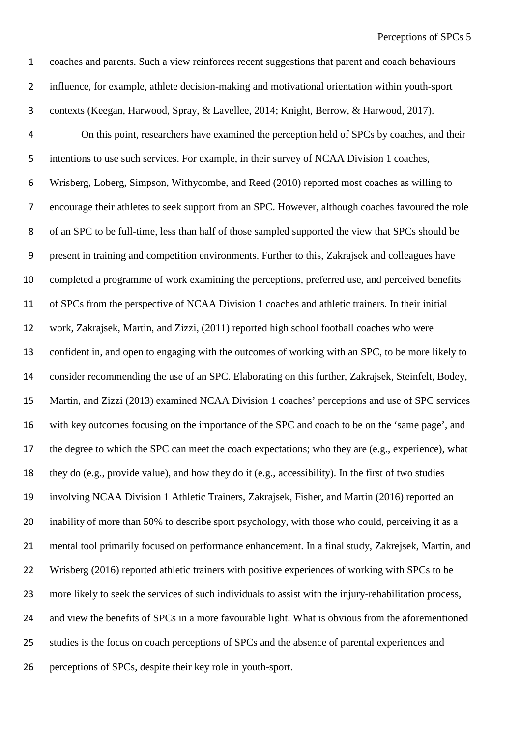coaches and parents. Such a view reinforces recent suggestions that parent and coach behaviours influence, for example, athlete decision-making and motivational orientation within youth-sport contexts (Keegan, Harwood, Spray, & Lavellee, 2014; Knight, Berrow, & Harwood, 2017).

On this point, researchers have examined the perception held of SPCs by coaches, and their intentions to use such services. For example, in their survey of NCAA Division 1 coaches, Wrisberg, Loberg, Simpson, Withycombe, and Reed (2010) reported most coaches as willing to encourage their athletes to seek support from an SPC. However, although coaches favoured the role of an SPC to be full-time, less than half of those sampled supported the view that SPCs should be present in training and competition environments. Further to this, Zakrajsek and colleagues have completed a programme of work examining the perceptions, preferred use, and perceived benefits of SPCs from the perspective of NCAA Division 1 coaches and athletic trainers. In their initial work, Zakrajsek, Martin, and Zizzi, (2011) reported high school football coaches who were confident in, and open to engaging with the outcomes of working with an SPC, to be more likely to consider recommending the use of an SPC. Elaborating on this further, Zakrajsek, Steinfelt, Bodey, Martin, and Zizzi (2013) examined NCAA Division 1 coaches' perceptions and use of SPC services with key outcomes focusing on the importance of the SPC and coach to be on the 'same page', and the degree to which the SPC can meet the coach expectations; who they are (e.g., experience), what they do (e.g., provide value), and how they do it (e.g., accessibility). In the first of two studies involving NCAA Division 1 Athletic Trainers, Zakrajsek, Fisher, and Martin (2016) reported an inability of more than 50% to describe sport psychology, with those who could, perceiving it as a mental tool primarily focused on performance enhancement. In a final study, Zakrejsek, Martin, and Wrisberg (2016) reported athletic trainers with positive experiences of working with SPCs to be more likely to seek the services of such individuals to assist with the injury-rehabilitation process, and view the benefits of SPCs in a more favourable light. What is obvious from the aforementioned studies is the focus on coach perceptions of SPCs and the absence of parental experiences and perceptions of SPCs, despite their key role in youth-sport.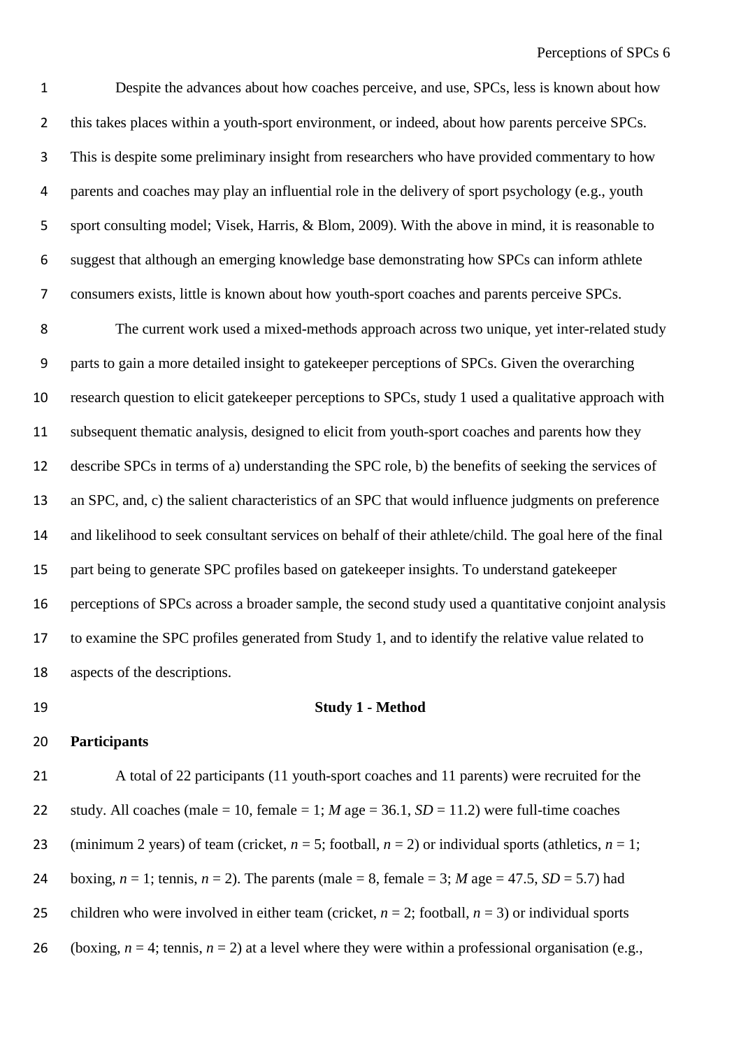Despite the advances about how coaches perceive, and use, SPCs, less is known about how this takes places within a youth-sport environment, or indeed, about how parents perceive SPCs. This is despite some preliminary insight from researchers who have provided commentary to how parents and coaches may play an influential role in the delivery of sport psychology (e.g., youth sport consulting model; Visek, Harris, & Blom, 2009). With the above in mind, it is reasonable to suggest that although an emerging knowledge base demonstrating how SPCs can inform athlete consumers exists, little is known about how youth-sport coaches and parents perceive SPCs.

The current work used a mixed-methods approach across two unique, yet inter-related study parts to gain a more detailed insight to gatekeeper perceptions of SPCs. Given the overarching research question to elicit gatekeeper perceptions to SPCs, study 1 used a qualitative approach with subsequent thematic analysis, designed to elicit from youth-sport coaches and parents how they describe SPCs in terms of a) understanding the SPC role, b) the benefits of seeking the services of an SPC, and, c) the salient characteristics of an SPC that would influence judgments on preference and likelihood to seek consultant services on behalf of their athlete/child. The goal here of the final part being to generate SPC profiles based on gatekeeper insights. To understand gatekeeper perceptions of SPCs across a broader sample, the second study used a quantitative conjoint analysis to examine the SPC profiles generated from Study 1, and to identify the relative value related to aspects of the descriptions.

## Study 1 - Method

### Participants

A total of 22 participants (11 youth-sport coaches and 11 parents) were recruited for the study. All coaches (male = 10, female = 1; *M* age = 36.1, *SD* = 11.2) were full-time coaches (minimum 2 years) of team (cricket, *n* = 5; football, *n* = 2) or individual sports (athletics, *n* = 1; boxing, *n* = 1; tennis, *n* = 2). The parents (male = 8, female = 3; *M* age = 47.5, *SD* = 5.7) had children who were involved in either team (cricket, *n* = 2; football, *n* = 3) or individual sports (boxing, *n* = 4; tennis, *n* = 2) at a level where they were within a professional organisation (e.g.,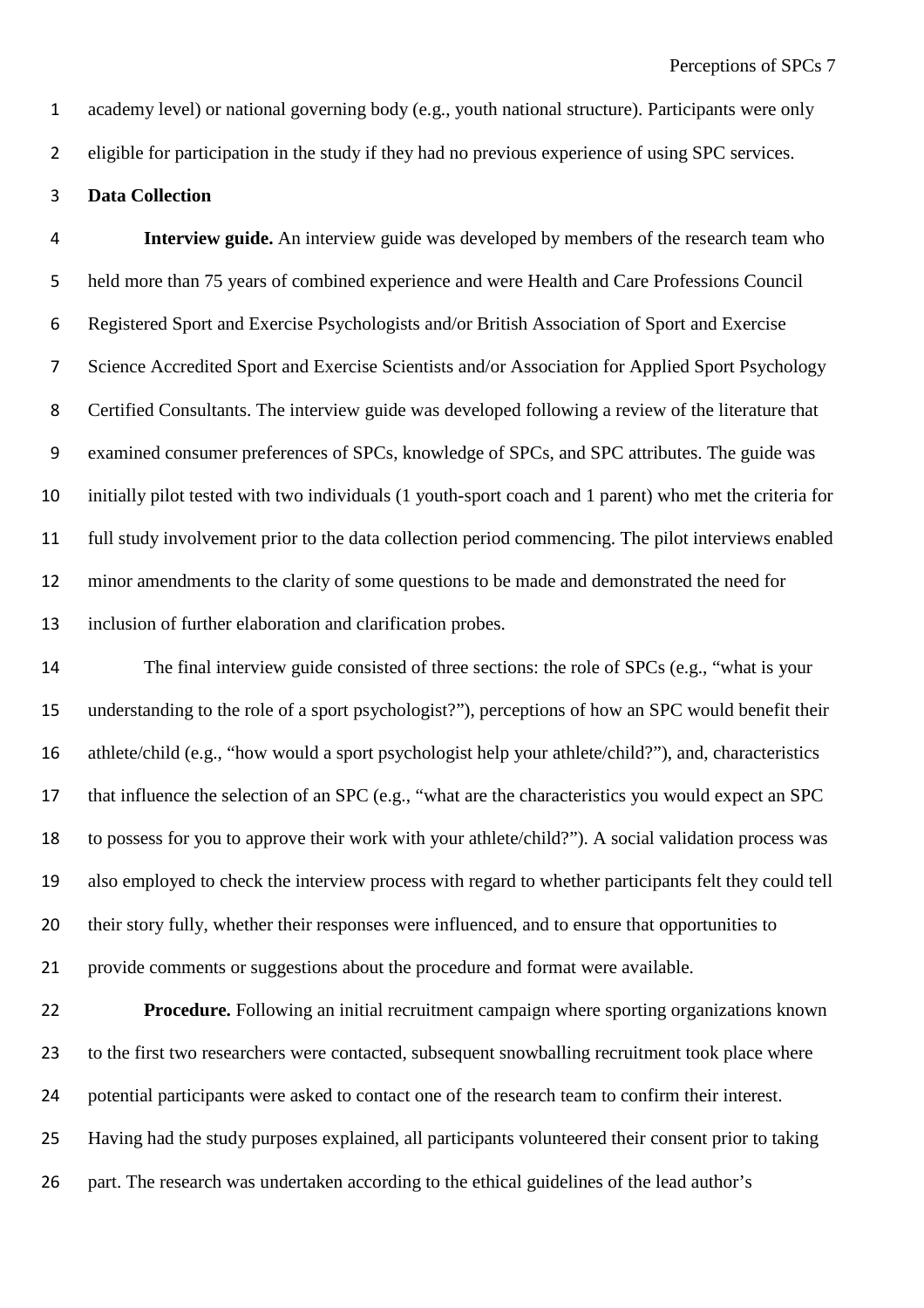academy level) or national governing body (e.g., youth national structure). Participants were only eligible for participation in the study if they had no previous experience of using SPC services.

### Data Collection

**Interview guide.** An interview guide was developed by members of the research team who held more than 75 years of combined experience and were Health and Care Professions Council Registered Sport and Exercise Psychologists and/or British Association of Sport and Exercise Science Accredited Sport and Exercise Scientists and/or Association for Applied Sport Psychology Certified Consultants. The interview guide was developed following a review of the literature that examined consumer preferences of SPCs, knowledge of SPCs, and SPC attributes. The guide was initially pilot tested with two individuals (1 youth-sport coach and 1 parent) who met the criteria for full study involvement prior to the data collection period commencing. The pilot interviews enabled minor amendments to the clarity of some questions to be made and demonstrated the need for inclusion of further elaboration and clarification probes.

The final interview guide consisted of three sections: the role of SPCs (e.g., "what is your understanding to the role of a sport psychologist?"), perceptions of how an SPC would benefit their athlete/child (e.g., "how would a sport psychologist help your athlete/child?"), and, characteristics that influence the selection of an SPC (e.g., "what are the characteristics you would expect an SPC to possess for you to approve their work with your athlete/child?"). A social validation process was also employed to check the interview process with regard to whether participants felt they could tell their story fully, whether their responses were influenced, and to ensure that opportunities to provide comments or suggestions about the procedure and format were available.

**Procedure.** Following an initial recruitment campaign where sporting organizations known to the first two researchers were contacted, subsequent snowballing recruitment took place where potential participants were asked to contact one of the research team to confirm their interest. Having had the study purposes explained, all participants volunteered their consent prior to taking part. The research was undertaken according to the ethical guidelines of the lead author's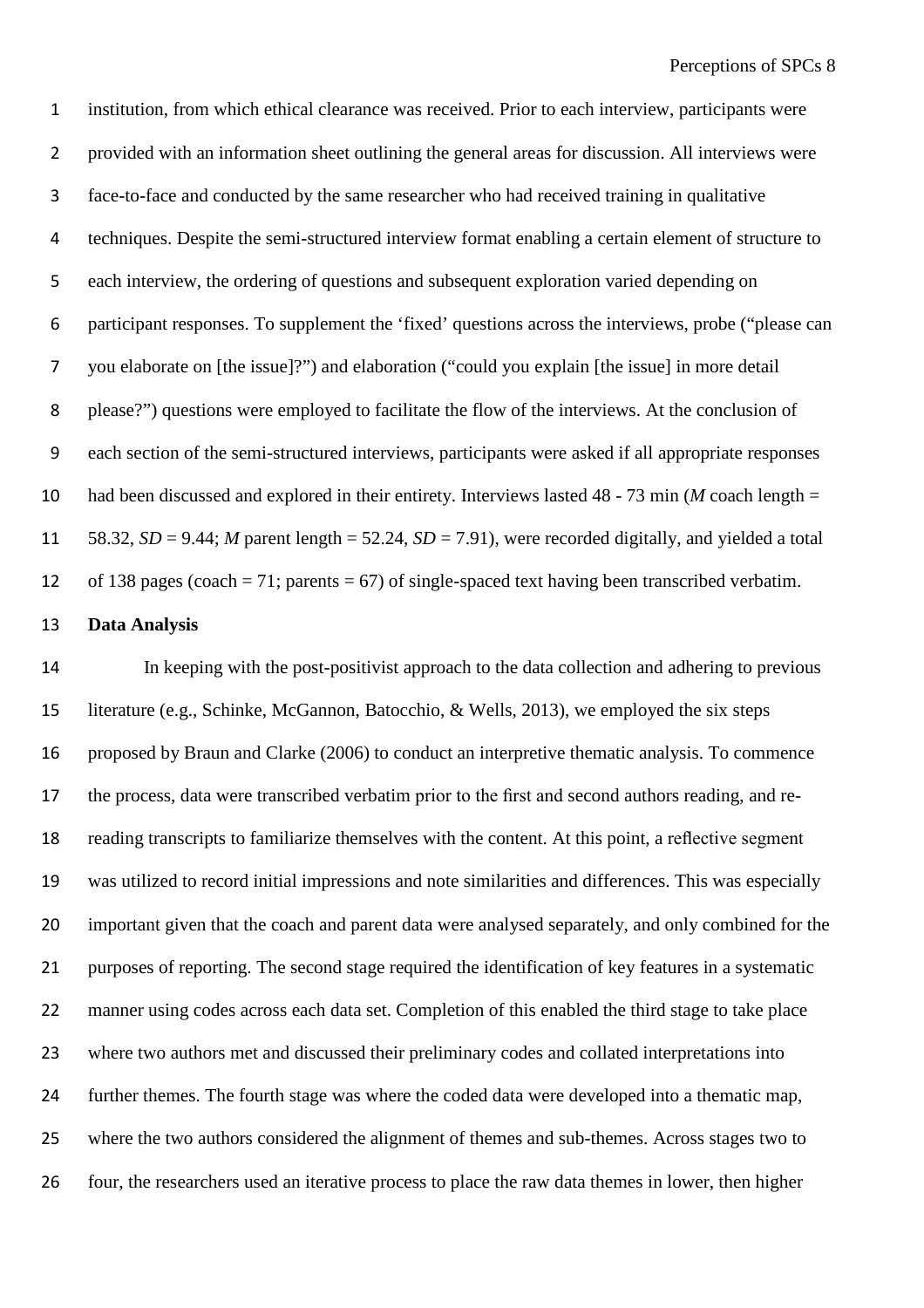institution, from which ethical clearance was received. Prior to each interview, participants were provided with an information sheet outlining the general areas for discussion. All interviews were face-to-face and conducted by the same researcher who had received training in qualitative techniques. Despite the semi-structured interview format enabling a certain element of structure to each interview, the ordering of questions and subsequent exploration varied depending on participant responses. To supplement the 'fixed' questions across the interviews, probe ("please can you elaborate on [the issue]?") and elaboration ("could you explain [the issue] in more detail please?") questions were employed to facilitate the flow of the interviews. At the conclusion of each section of the semi-structured interviews, participants were asked if all appropriate responses had been discussed and explored in their entirety. Interviews lasted 48 - 73 min (*M* coach length = 58.32, *SD* = 9.44; *M* parent length = 52.24, *SD* = 7.91), were recorded digitally, and yielded a total of 138 pages (coach = 71; parents = 67) of single-spaced text having been transcribed verbatim.

**Data Analysis**

In keeping with the post-positivist approach to the data collection and adhering to previous literature (e.g., Schinke, McGannon, Batocchio, & Wells, 2013), we employed the six steps proposed by Braun and Clarke (2006) to conduct an interpretive thematic analysis. To commence the process, data were transcribed verbatim prior to the first and second authors reading, and re-reading transcripts to familiarize themselves with the content. At this point, a reflective segment was utilized to record initial impressions and note similarities and differences. This was especially important given that the coach and parent data were analysed separately, and only combined for the purposes of reporting. The second stage required the identification of key features in a systematic manner using codes across each data set. Completion of this enabled the third stage to take place where two authors met and discussed their preliminary codes and collated interpretations into further themes. The fourth stage was where the coded data were developed into a thematic map, where the two authors considered the alignment of themes and sub-themes. Across stages two to four, the researchers used an iterative process to place the raw data themes in lower, then higher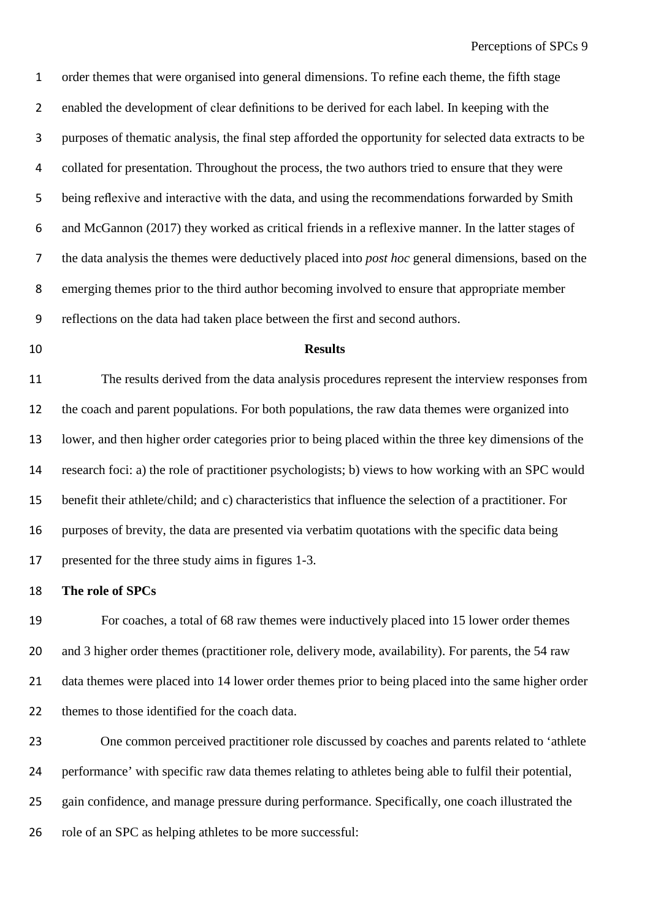order themes that were organised into general dimensions. To refine each theme, the fifth stage enabled the development of clear definitions to be derived for each label. In keeping with the purposes of thematic analysis, the final step afforded the opportunity for selected data extracts to be collated for presentation. Throughout the process, the two authors tried to ensure that they were being reflexive and interactive with the data, and using the recommendations forwarded by Smith and McGannon (2017) they worked as critical friends in a reflexive manner. In the latter stages of the data analysis the themes were deductively placed into *post hoc* general dimensions, based on the emerging themes prior to the third author becoming involved to ensure that appropriate member reflections on the data had taken place between the first and second authors.

## Results

The results derived from the data analysis procedures represent the interview responses from the coach and parent populations. For both populations, the raw data themes were organized into lower, and then higher order categories prior to being placed within the three key dimensions of the research foci: a) the role of practitioner psychologists; b) views to how working with an SPC would benefit their athlete/child; and c) characteristics that influence the selection of a practitioner. For purposes of brevity, the data are presented via verbatim quotations with the specific data being presented for the three study aims in figures 1-3.

### The role of SPCs

For coaches, a total of 68 raw themes were inductively placed into 15 lower order themes and 3 higher order themes (practitioner role, delivery mode, availability). For parents, the 54 raw data themes were placed into 14 lower order themes prior to being placed into the same higher order themes to those identified for the coach data.

One common perceived practitioner role discussed by coaches and parents related to 'athlete performance' with specific raw data themes relating to athletes being able to fulfil their potential, gain confidence, and manage pressure during performance. Specifically, one coach illustrated the role of an SPC as helping athletes to be more successful: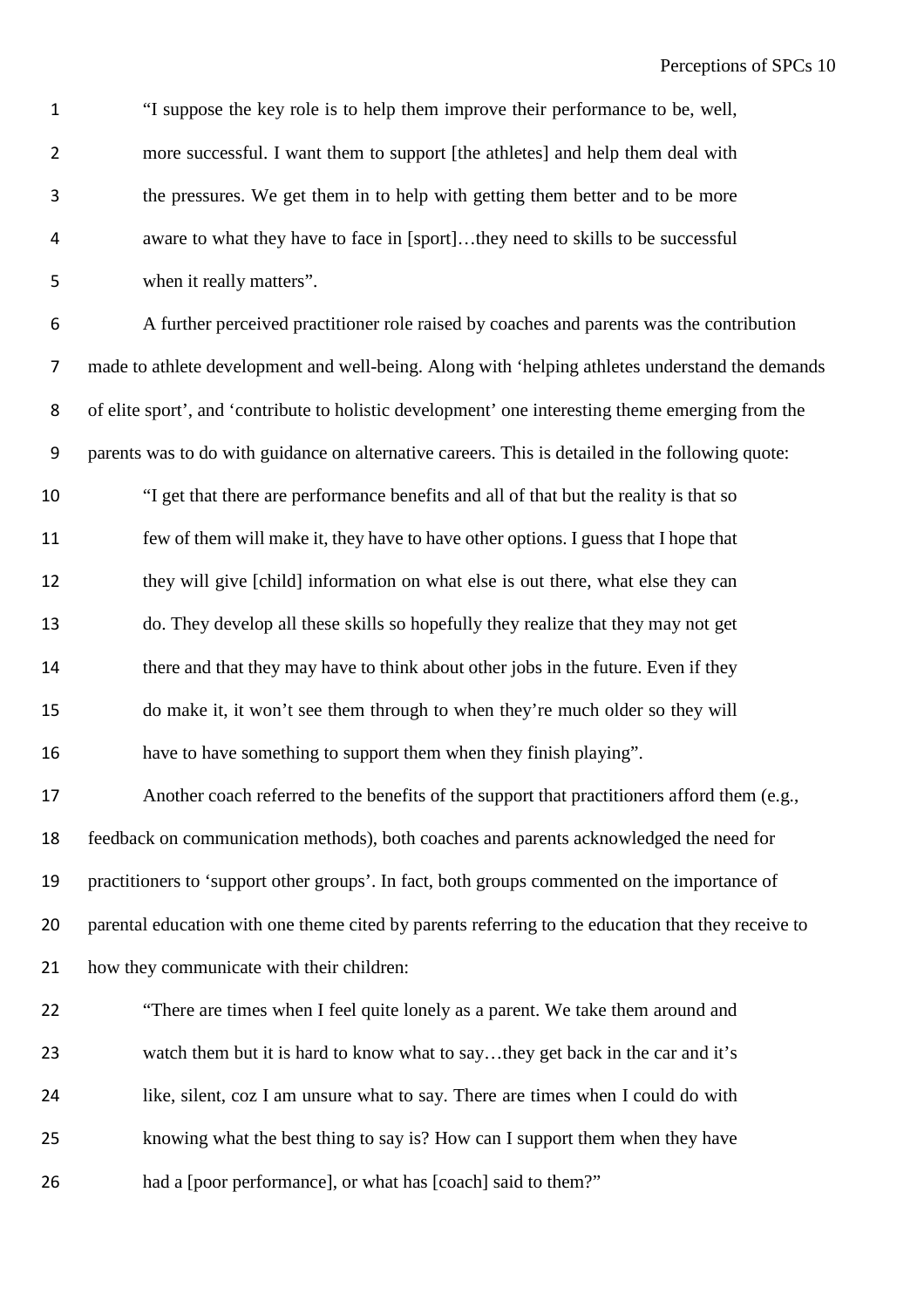> "I suppose the key role is to help them improve their performance to be, well, more successful. I want them to support [the athletes] and help them deal with the pressures. We get them in to help with getting them better and to be more aware to what they have to face in [sport]…they need to skills to be successful when it really matters".

A further perceived practitioner role raised by coaches and parents was the contribution made to athlete development and well-being. Along with 'helping athletes understand the demands of elite sport', and 'contribute to holistic development' one interesting theme emerging from the parents was to do with guidance on alternative careers. This is detailed in the following quote:

> "I get that there are performance benefits and all of that but the reality is that so few of them will make it, they have to have other options. I guess that I hope that they will give [child] information on what else is out there, what else they can do. They develop all these skills so hopefully they realize that they may not get there and that they may have to think about other jobs in the future. Even if they do make it, it won't see them through to when they're much older so they will have to have something to support them when they finish playing".

Another coach referred to the benefits of the support that practitioners afford them (e.g., feedback on communication methods), both coaches and parents acknowledged the need for practitioners to 'support other groups'. In fact, both groups commented on the importance of parental education with one theme cited by parents referring to the education that they receive to how they communicate with their children:

> "There are times when I feel quite lonely as a parent. We take them around and watch them but it is hard to know what to say…they get back in the car and it's like, silent, coz I am unsure what to say. There are times when I could do with knowing what the best thing to say is? How can I support them when they have had a [poor performance], or what has [coach] said to them?"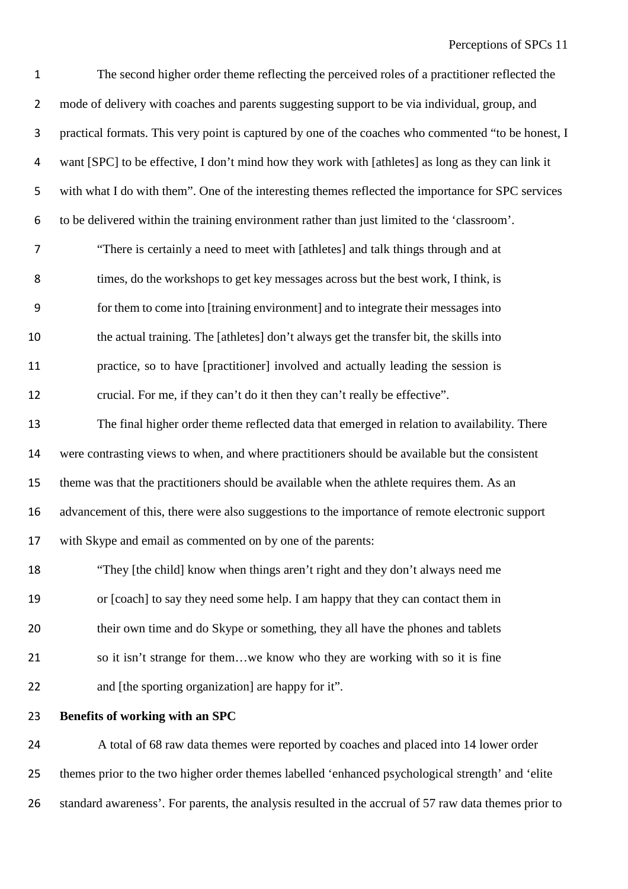The second higher order theme reflecting the perceived roles of a practitioner reflected the mode of delivery with coaches and parents suggesting support to be via individual, group, and practical formats. This very point is captured by one of the coaches who commented "to be honest, I want [SPC] to be effective, I don't mind how they work with [athletes] as long as they can link it with what I do with them". One of the interesting themes reflected the importance for SPC services to be delivered within the training environment rather than just limited to the 'classroom'.

> "There is certainly a need to meet with [athletes] and talk things through and at times, do the workshops to get key messages across but the best work, I think, is for them to come into [training environment] and to integrate their messages into the actual training. The [athletes] don't always get the transfer bit, the skills into practice, so to have [practitioner] involved and actually leading the session is crucial. For me, if they can't do it then they can't really be effective".

The final higher order theme reflected data that emerged in relation to availability. There were contrasting views to when, and where practitioners should be available but the consistent theme was that the practitioners should be available when the athlete requires them. As an advancement of this, there were also suggestions to the importance of remote electronic support with Skype and email as commented on by one of the parents:

> "They [the child] know when things aren't right and they don't always need me or [coach] to say they need some help. I am happy that they can contact them in their own time and do Skype or something, they all have the phones and tablets so it isn't strange for them…we know who they are working with so it is fine and [the sporting organization] are happy for it".

**Benefits of working with an SPC**

A total of 68 raw data themes were reported by coaches and placed into 14 lower order themes prior to the two higher order themes labelled 'enhanced psychological strength' and 'elite standard awareness'. For parents, the analysis resulted in the accrual of 57 raw data themes prior to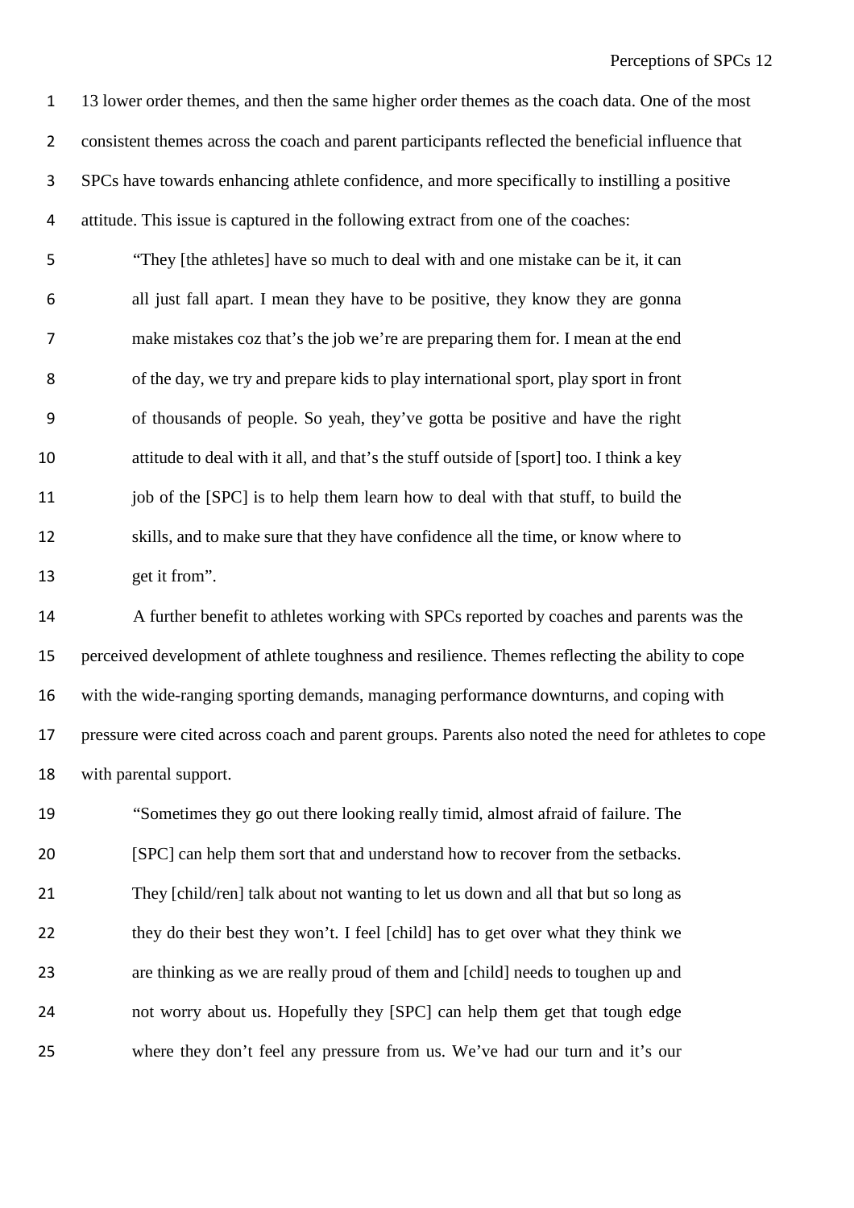13 lower order themes, and then the same higher order themes as the coach data. One of the most consistent themes across the coach and parent participants reflected the beneficial influence that SPCs have towards enhancing athlete confidence, and more specifically to instilling a positive attitude. This issue is captured in the following extract from one of the coaches:

> "They [the athletes] have so much to deal with and one mistake can be it, it can all just fall apart. I mean they have to be positive, they know they are gonna make mistakes coz that's the job we're are preparing them for. I mean at the end of the day, we try and prepare kids to play international sport, play sport in front of thousands of people. So yeah, they've gotta be positive and have the right attitude to deal with it all, and that's the stuff outside of [sport] too. I think a key job of the [SPC] is to help them learn how to deal with that stuff, to build the skills, and to make sure that they have confidence all the time, or know where to get it from".

A further benefit to athletes working with SPCs reported by coaches and parents was the perceived development of athlete toughness and resilience. Themes reflecting the ability to cope with the wide-ranging sporting demands, managing performance downturns, and coping with pressure were cited across coach and parent groups. Parents also noted the need for athletes to cope with parental support.

> "Sometimes they go out there looking really timid, almost afraid of failure. The [SPC] can help them sort that and understand how to recover from the setbacks. They [child/ren] talk about not wanting to let us down and all that but so long as they do their best they won't. I feel [child] has to get over what they think we are thinking as we are really proud of them and [child] needs to toughen up and not worry about us. Hopefully they [SPC] can help them get that tough edge where they don't feel any pressure from us. We've had our turn and it's our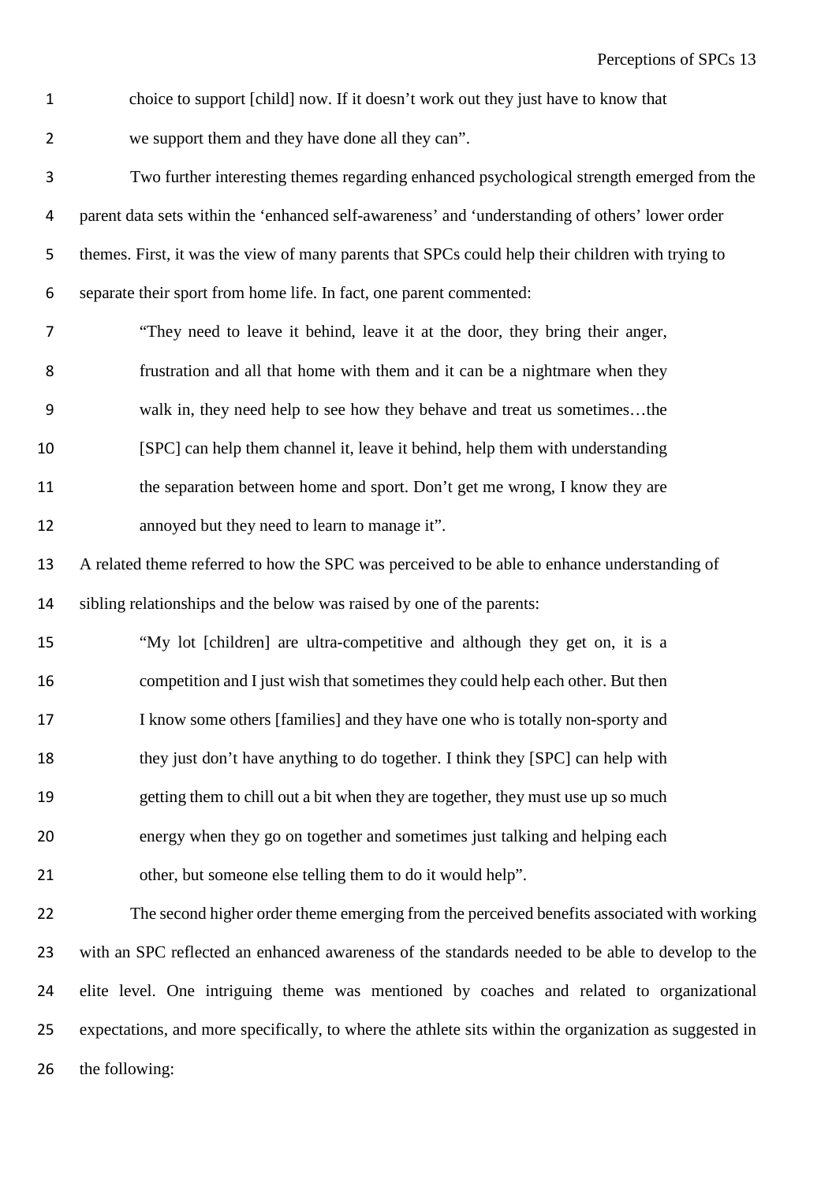choice to support [child] now. If it doesn't work out they just have to know that we support them and they have done all they can".

Two further interesting themes regarding enhanced psychological strength emerged from the parent data sets within the 'enhanced self-awareness' and 'understanding of others' lower order themes. First, it was the view of many parents that SPCs could help their children with trying to separate their sport from home life. In fact, one parent commented:

> "They need to leave it behind, leave it at the door, they bring their anger, frustration and all that home with them and it can be a nightmare when they walk in, they need help to see how they behave and treat us sometimes…the [SPC] can help them channel it, leave it behind, help them with understanding the separation between home and sport. Don't get me wrong, I know they are annoyed but they need to learn to manage it".

A related theme referred to how the SPC was perceived to be able to enhance understanding of sibling relationships and the below was raised by one of the parents:

> "My lot [children] are ultra-competitive and although they get on, it is a competition and I just wish that sometimes they could help each other. But then I know some others [families] and they have one who is totally non-sporty and they just don't have anything to do together. I think they [SPC] can help with getting them to chill out a bit when they are together, they must use up so much energy when they go on together and sometimes just talking and helping each other, but someone else telling them to do it would help".

The second higher order theme emerging from the perceived benefits associated with working with an SPC reflected an enhanced awareness of the standards needed to be able to develop to the elite level. One intriguing theme was mentioned by coaches and related to organizational expectations, and more specifically, to where the athlete sits within the organization as suggested in the following: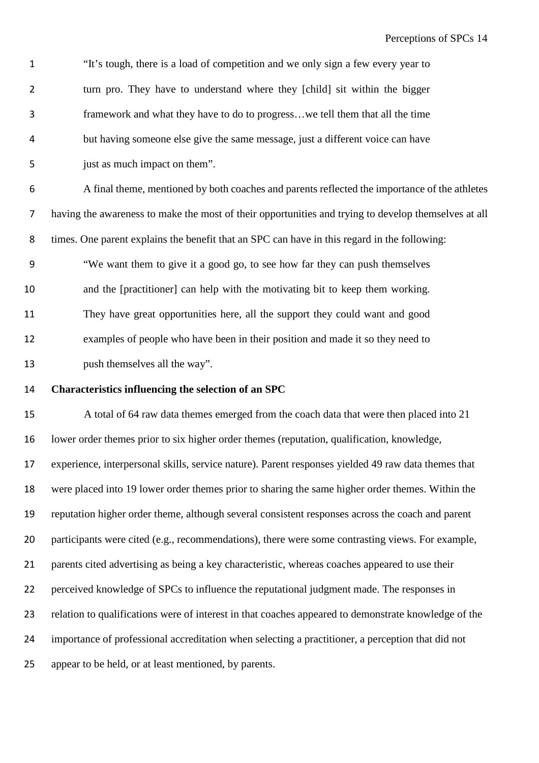"It's tough, there is a load of competition and we only sign a few every year to turn pro. They have to understand where they [child] sit within the bigger framework and what they have to do to progress…we tell them that all the time but having someone else give the same message, just a different voice can have just as much impact on them".

A final theme, mentioned by both coaches and parents reflected the importance of the athletes having the awareness to make the most of their opportunities and trying to develop themselves at all times. One parent explains the benefit that an SPC can have in this regard in the following:

"We want them to give it a good go, to see how far they can push themselves and the [practitioner] can help with the motivating bit to keep them working. They have great opportunities here, all the support they could want and good examples of people who have been in their position and made it so they need to push themselves all the way".

**Characteristics influencing the selection of an SPC**

A total of 64 raw data themes emerged from the coach data that were then placed into 21 lower order themes prior to six higher order themes (reputation, qualification, knowledge, experience, interpersonal skills, service nature). Parent responses yielded 49 raw data themes that were placed into 19 lower order themes prior to sharing the same higher order themes. Within the reputation higher order theme, although several consistent responses across the coach and parent participants were cited (e.g., recommendations), there were some contrasting views. For example, parents cited advertising as being a key characteristic, whereas coaches appeared to use their perceived knowledge of SPCs to influence the reputational judgment made. The responses in relation to qualifications were of interest in that coaches appeared to demonstrate knowledge of the importance of professional accreditation when selecting a practitioner, a perception that did not appear to be held, or at least mentioned, by parents.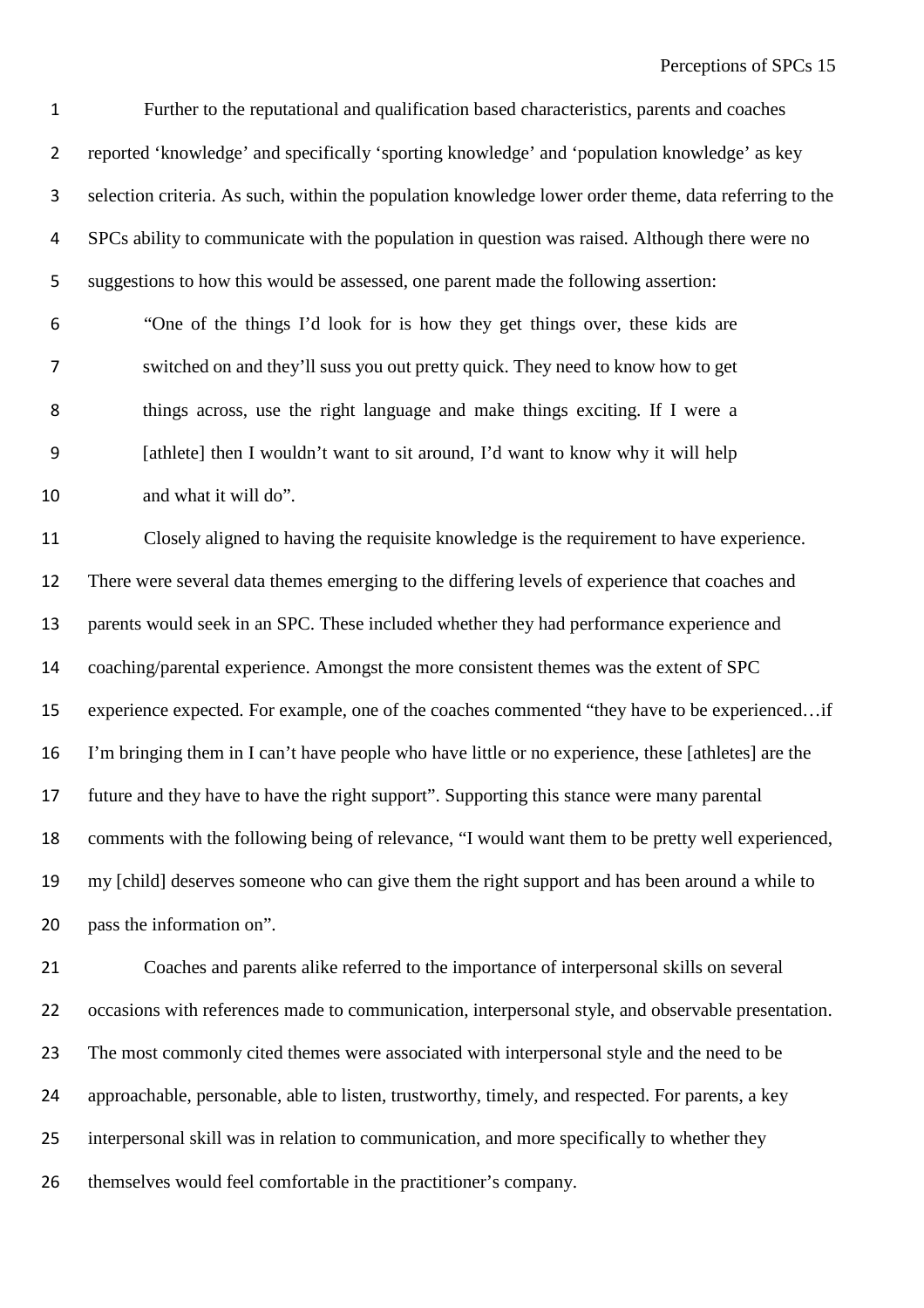Further to the reputational and qualification based characteristics, parents and coaches reported 'knowledge' and specifically 'sporting knowledge' and 'population knowledge' as key selection criteria. As such, within the population knowledge lower order theme, data referring to the SPCs ability to communicate with the population in question was raised. Although there were no suggestions to how this would be assessed, one parent made the following assertion:

> "One of the things I'd look for is how they get things over, these kids are switched on and they'll suss you out pretty quick. They need to know how to get things across, use the right language and make things exciting. If I were a [athlete] then I wouldn't want to sit around, I'd want to know why it will help and what it will do".

Closely aligned to having the requisite knowledge is the requirement to have experience. There were several data themes emerging to the differing levels of experience that coaches and parents would seek in an SPC. These included whether they had performance experience and coaching/parental experience. Amongst the more consistent themes was the extent of SPC experience expected. For example, one of the coaches commented "they have to be experienced…if I'm bringing them in I can't have people who have little or no experience, these [athletes] are the future and they have to have the right support". Supporting this stance were many parental comments with the following being of relevance, "I would want them to be pretty well experienced, my [child] deserves someone who can give them the right support and has been around a while to pass the information on".

Coaches and parents alike referred to the importance of interpersonal skills on several occasions with references made to communication, interpersonal style, and observable presentation. The most commonly cited themes were associated with interpersonal style and the need to be approachable, personable, able to listen, trustworthy, timely, and respected. For parents, a key interpersonal skill was in relation to communication, and more specifically to whether they themselves would feel comfortable in the practitioner's company.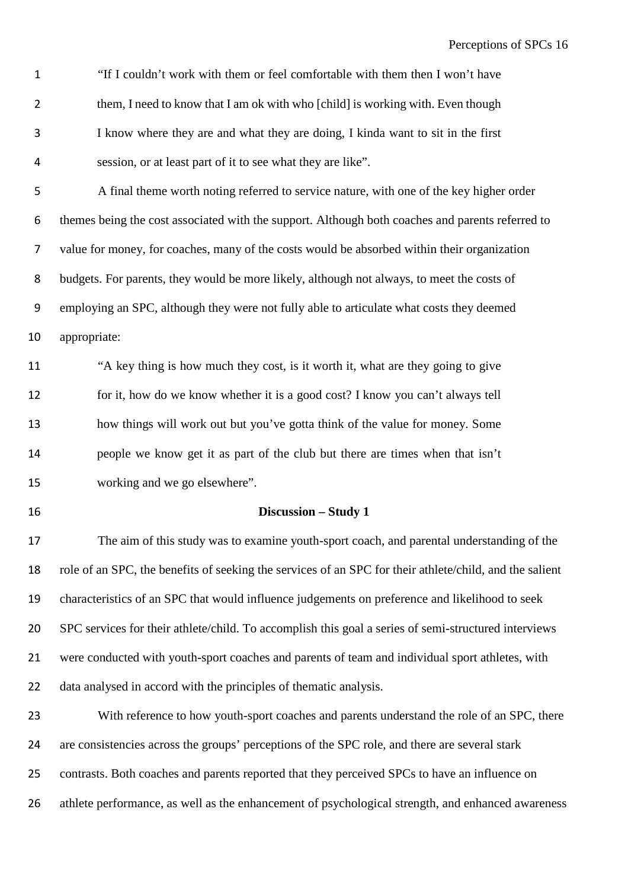> "If I couldn't work with them or feel comfortable with them then I won't have them, I need to know that I am ok with who [child] is working with. Even though I know where they are and what they are doing, I kinda want to sit in the first session, or at least part of it to see what they are like".

A final theme worth noting referred to service nature, with one of the key higher order themes being the cost associated with the support. Although both coaches and parents referred to value for money, for coaches, many of the costs would be absorbed within their organization budgets. For parents, they would be more likely, although not always, to meet the costs of employing an SPC, although they were not fully able to articulate what costs they deemed appropriate:

> "A key thing is how much they cost, is it worth it, what are they going to give for it, how do we know whether it is a good cost? I know you can't always tell how things will work out but you've gotta think of the value for money. Some people we know get it as part of the club but there are times when that isn't working and we go elsewhere".

## Discussion – Study 1

The aim of this study was to examine youth-sport coach, and parental understanding of the role of an SPC, the benefits of seeking the services of an SPC for their athlete/child, and the salient characteristics of an SPC that would influence judgements on preference and likelihood to seek SPC services for their athlete/child. To accomplish this goal a series of semi-structured interviews were conducted with youth-sport coaches and parents of team and individual sport athletes, with data analysed in accord with the principles of thematic analysis.

With reference to how youth-sport coaches and parents understand the role of an SPC, there are consistencies across the groups' perceptions of the SPC role, and there are several stark contrasts. Both coaches and parents reported that they perceived SPCs to have an influence on athlete performance, as well as the enhancement of psychological strength, and enhanced awareness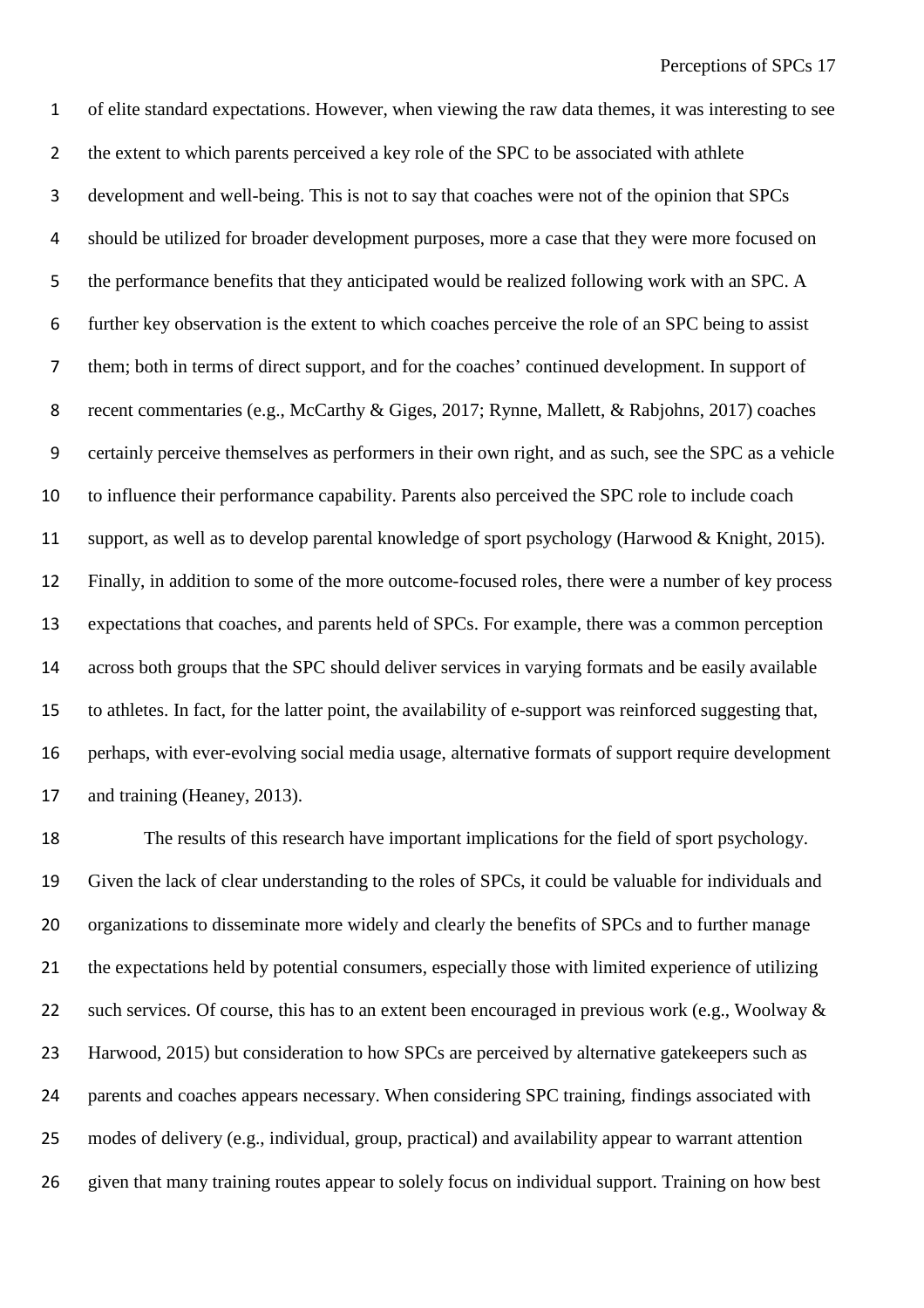of elite standard expectations. However, when viewing the raw data themes, it was interesting to see the extent to which parents perceived a key role of the SPC to be associated with athlete development and well-being. This is not to say that coaches were not of the opinion that SPCs should be utilized for broader development purposes, more a case that they were more focused on the performance benefits that they anticipated would be realized following work with an SPC. A further key observation is the extent to which coaches perceive the role of an SPC being to assist them; both in terms of direct support, and for the coaches' continued development. In support of recent commentaries (e.g., McCarthy & Giges, 2017; Rynne, Mallett, & Rabjohns, 2017) coaches certainly perceive themselves as performers in their own right, and as such, see the SPC as a vehicle to influence their performance capability. Parents also perceived the SPC role to include coach support, as well as to develop parental knowledge of sport psychology (Harwood & Knight, 2015). Finally, in addition to some of the more outcome-focused roles, there were a number of key process expectations that coaches, and parents held of SPCs. For example, there was a common perception across both groups that the SPC should deliver services in varying formats and be easily available to athletes. In fact, for the latter point, the availability of e-support was reinforced suggesting that, perhaps, with ever-evolving social media usage, alternative formats of support require development and training (Heaney, 2013).

The results of this research have important implications for the field of sport psychology. Given the lack of clear understanding to the roles of SPCs, it could be valuable for individuals and organizations to disseminate more widely and clearly the benefits of SPCs and to further manage the expectations held by potential consumers, especially those with limited experience of utilizing such services. Of course, this has to an extent been encouraged in previous work (e.g., Woolway & Harwood, 2015) but consideration to how SPCs are perceived by alternative gatekeepers such as parents and coaches appears necessary. When considering SPC training, findings associated with modes of delivery (e.g., individual, group, practical) and availability appear to warrant attention given that many training routes appear to solely focus on individual support. Training on how best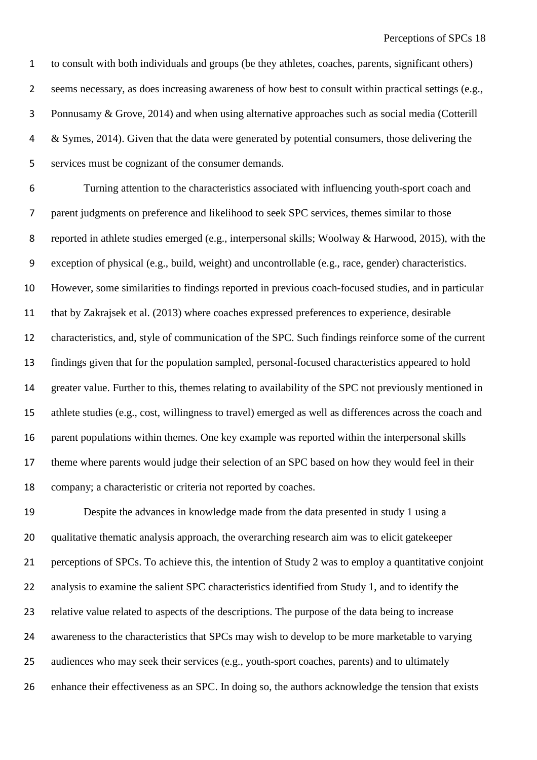to consult with both individuals and groups (be they athletes, coaches, parents, significant others) seems necessary, as does increasing awareness of how best to consult within practical settings (e.g., Ponnusamy & Grove, 2014) and when using alternative approaches such as social media (Cotterill & Symes, 2014). Given that the data were generated by potential consumers, those delivering the services must be cognizant of the consumer demands.

Turning attention to the characteristics associated with influencing youth-sport coach and parent judgments on preference and likelihood to seek SPC services, themes similar to those reported in athlete studies emerged (e.g., interpersonal skills; Woolway & Harwood, 2015), with the exception of physical (e.g., build, weight) and uncontrollable (e.g., race, gender) characteristics. However, some similarities to findings reported in previous coach-focused studies, and in particular that by Zakrajsek et al. (2013) where coaches expressed preferences to experience, desirable characteristics, and, style of communication of the SPC. Such findings reinforce some of the current findings given that for the population sampled, personal-focused characteristics appeared to hold greater value. Further to this, themes relating to availability of the SPC not previously mentioned in athlete studies (e.g., cost, willingness to travel) emerged as well as differences across the coach and parent populations within themes. One key example was reported within the interpersonal skills theme where parents would judge their selection of an SPC based on how they would feel in their company; a characteristic or criteria not reported by coaches.

Despite the advances in knowledge made from the data presented in study 1 using a qualitative thematic analysis approach, the overarching research aim was to elicit gatekeeper perceptions of SPCs. To achieve this, the intention of Study 2 was to employ a quantitative conjoint analysis to examine the salient SPC characteristics identified from Study 1, and to identify the relative value related to aspects of the descriptions. The purpose of the data being to increase awareness to the characteristics that SPCs may wish to develop to be more marketable to varying audiences who may seek their services (e.g., youth-sport coaches, parents) and to ultimately enhance their effectiveness as an SPC. In doing so, the authors acknowledge the tension that exists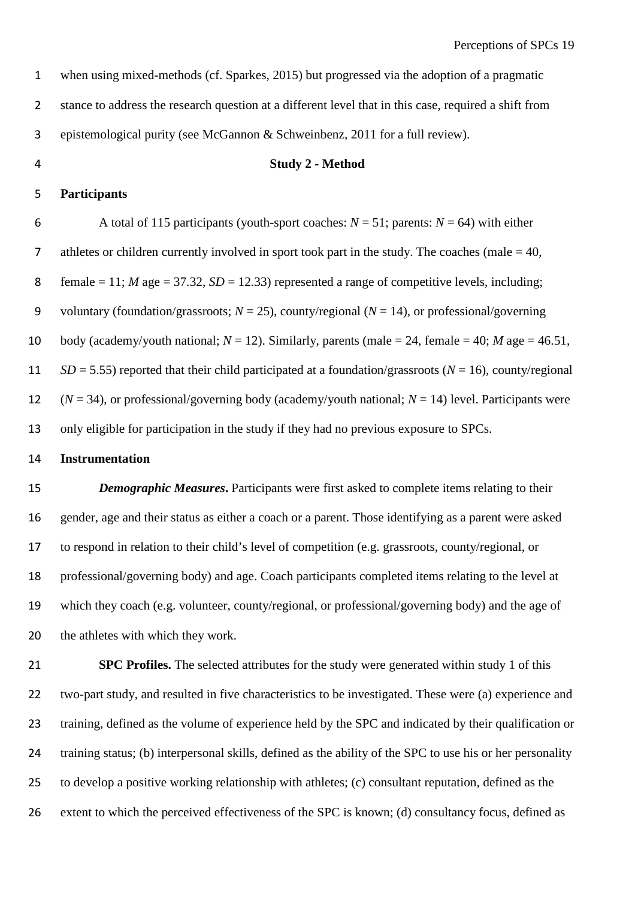when using mixed-methods (cf. Sparkes, 2015) but progressed via the adoption of a pragmatic stance to address the research question at a different level that in this case, required a shift from epistemological purity (see McGannon & Schweinbenz, 2011 for a full review).

## Study 2 - Method

### Participants

A total of 115 participants (youth-sport coaches: $N = 51$; parents: $N = 64$) with either athletes or children currently involved in sport took part in the study. The coaches (male = 40, female = 11; $M$ age = 37.32, $SD = 12.33$) represented a range of competitive levels, including; voluntary (foundation/grassroots; $N = 25$), county/regional ($N = 14$), or professional/governing body (academy/youth national; $N = 12$). Similarly, parents (male = 24, female = 40; $M$ age = 46.51, $SD = 5.55$) reported that their child participated at a foundation/grassroots ($N = 16$), county/regional ($N = 34$), or professional/governing body (academy/youth national; $N = 14$) level. Participants were only eligible for participation in the study if they had no previous exposure to SPCs.

### Instrumentation

***Demographic Measures***. Participants were first asked to complete items relating to their gender, age and their status as either a coach or a parent. Those identifying as a parent were asked to respond in relation to their child's level of competition (e.g. grassroots, county/regional, or professional/governing body) and age. Coach participants completed items relating to the level at which they coach (e.g. volunteer, county/regional, or professional/governing body) and the age of the athletes with which they work.

**SPC Profiles.** The selected attributes for the study were generated within study 1 of this two-part study, and resulted in five characteristics to be investigated. These were (a) experience and training, defined as the volume of experience held by the SPC and indicated by their qualification or training status; (b) interpersonal skills, defined as the ability of the SPC to use his or her personality to develop a positive working relationship with athletes; (c) consultant reputation, defined as the extent to which the perceived effectiveness of the SPC is known; (d) consultancy focus, defined as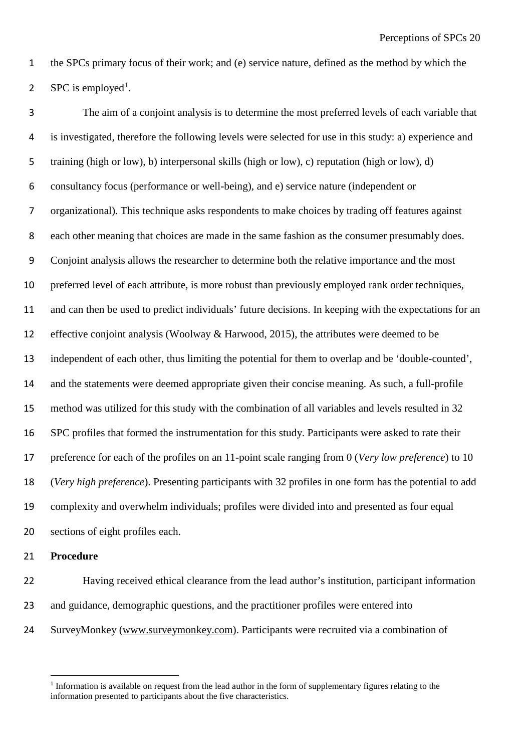the SPCs primary focus of their work; and (e) service nature, defined as the method by which the SPC is employed[1].

The aim of a conjoint analysis is to determine the most preferred levels of each variable that is investigated, therefore the following levels were selected for use in this study: a) experience and training (high or low), b) interpersonal skills (high or low), c) reputation (high or low), d) consultancy focus (performance or well-being), and e) service nature (independent or organizational). This technique asks respondents to make choices by trading off features against each other meaning that choices are made in the same fashion as the consumer presumably does. Conjoint analysis allows the researcher to determine both the relative importance and the most preferred level of each attribute, is more robust than previously employed rank order techniques, and can then be used to predict individuals' future decisions. In keeping with the expectations for an effective conjoint analysis (Woolway & Harwood, 2015), the attributes were deemed to be independent of each other, thus limiting the potential for them to overlap and be 'double-counted', and the statements were deemed appropriate given their concise meaning. As such, a full-profile method was utilized for this study with the combination of all variables and levels resulted in 32 SPC profiles that formed the instrumentation for this study. Participants were asked to rate their preference for each of the profiles on an 11-point scale ranging from 0 (*Very low preference*) to 10 (*Very high preference*). Presenting participants with 32 profiles in one form has the potential to add complexity and overwhelm individuals; profiles were divided into and presented as four equal sections of eight profiles each.

**Procedure**

Having received ethical clearance from the lead author's institution, participant information and guidance, demographic questions, and the practitioner profiles were entered into SurveyMonkey (www.surveymonkey.com). Participants were recruited via a combination of

[1] Information is available on request from the lead author in the form of supplementary figures relating to the information presented to participants about the five characteristics.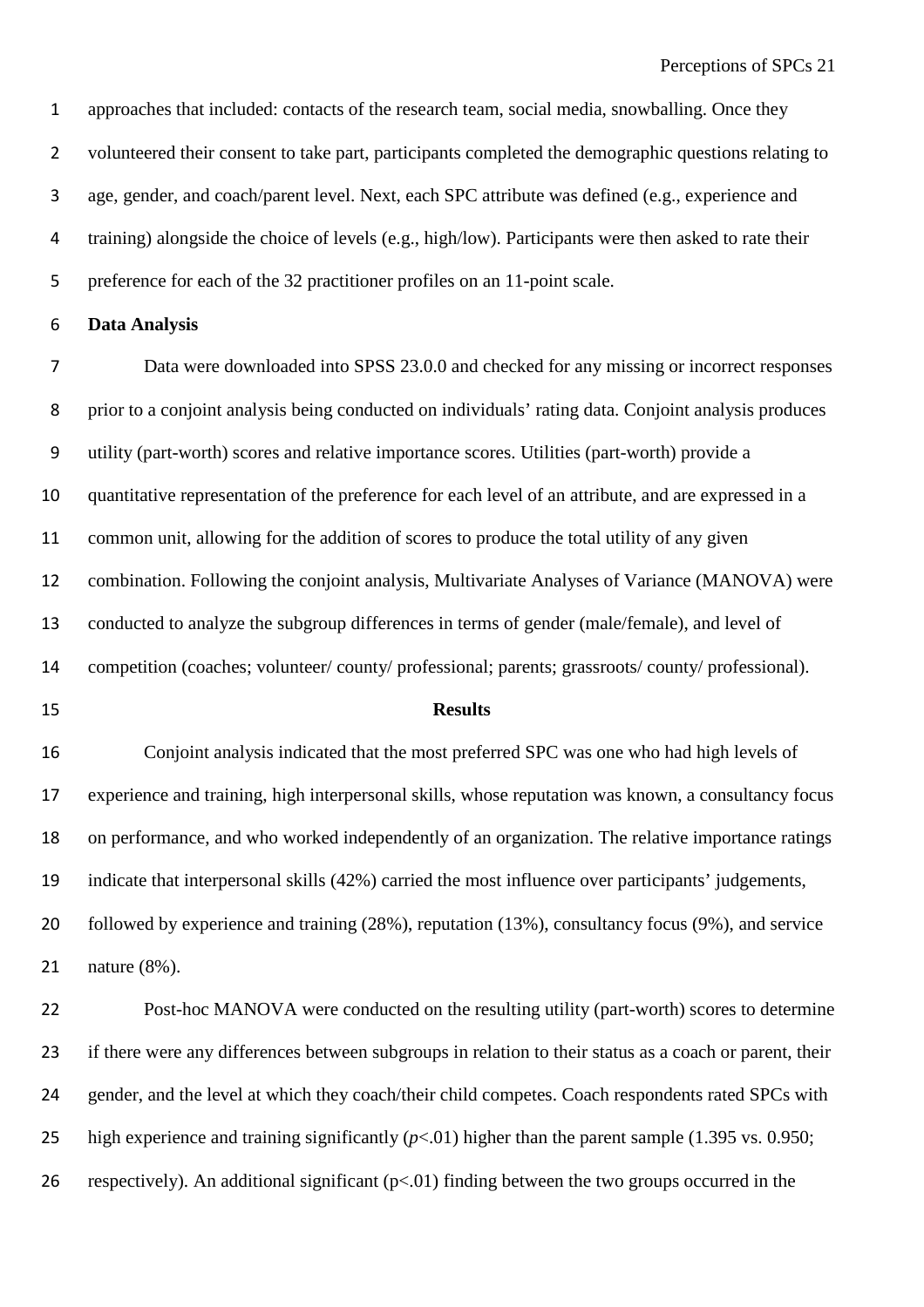approaches that included: contacts of the research team, social media, snowballing. Once they volunteered their consent to take part, participants completed the demographic questions relating to age, gender, and coach/parent level. Next, each SPC attribute was defined (e.g., experience and training) alongside the choice of levels (e.g., high/low). Participants were then asked to rate their preference for each of the 32 practitioner profiles on an 11-point scale.

**Data Analysis**

Data were downloaded into SPSS 23.0.0 and checked for any missing or incorrect responses prior to a conjoint analysis being conducted on individuals' rating data. Conjoint analysis produces utility (part-worth) scores and relative importance scores. Utilities (part-worth) provide a quantitative representation of the preference for each level of an attribute, and are expressed in a common unit, allowing for the addition of scores to produce the total utility of any given combination. Following the conjoint analysis, Multivariate Analyses of Variance (MANOVA) were conducted to analyze the subgroup differences in terms of gender (male/female), and level of competition (coaches; volunteer/ county/ professional; parents; grassroots/ county/ professional).

## Results

Conjoint analysis indicated that the most preferred SPC was one who had high levels of experience and training, high interpersonal skills, whose reputation was known, a consultancy focus on performance, and who worked independently of an organization. The relative importance ratings indicate that interpersonal skills (42%) carried the most influence over participants' judgements, followed by experience and training (28%), reputation (13%), consultancy focus (9%), and service nature (8%).

Post-hoc MANOVA were conducted on the resulting utility (part-worth) scores to determine if there were any differences between subgroups in relation to their status as a coach or parent, their gender, and the level at which they coach/their child competes. Coach respondents rated SPCs with high experience and training significantly ($p<.01$) higher than the parent sample (1.395 vs. 0.950; respectively). An additional significant ($p<.01$) finding between the two groups occurred in the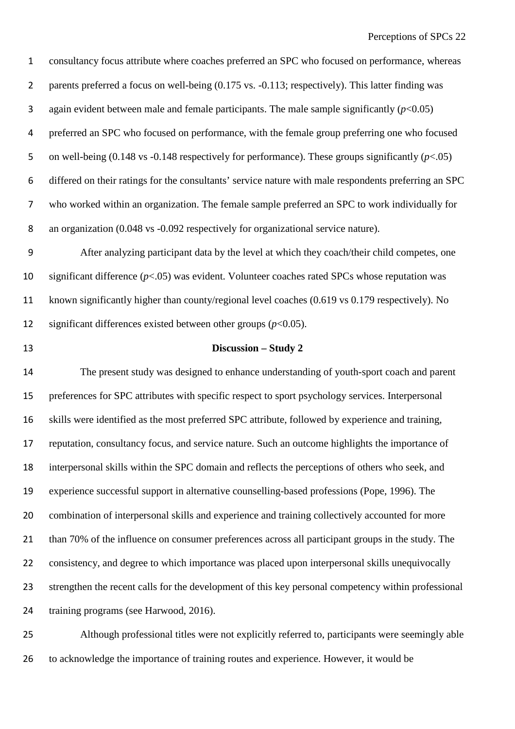consultancy focus attribute where coaches preferred an SPC who focused on performance, whereas parents preferred a focus on well-being (0.175 vs. -0.113; respectively). This latter finding was again evident between male and female participants. The male sample significantly ($p<0.05$) preferred an SPC who focused on performance, with the female group preferring one who focused on well-being (0.148 vs -0.148 respectively for performance). These groups significantly ($p<.05$) differed on their ratings for the consultants' service nature with male respondents preferring an SPC who worked within an organization. The female sample preferred an SPC to work individually for an organization (0.048 vs -0.092 respectively for organizational service nature).

After analyzing participant data by the level at which they coach/their child competes, one significant difference ($p<.05$) was evident. Volunteer coaches rated SPCs whose reputation was known significantly higher than county/regional level coaches (0.619 vs 0.179 respectively). No significant differences existed between other groups ($p<0.05$).

## Discussion – Study 2

The present study was designed to enhance understanding of youth-sport coach and parent preferences for SPC attributes with specific respect to sport psychology services. Interpersonal skills were identified as the most preferred SPC attribute, followed by experience and training, reputation, consultancy focus, and service nature. Such an outcome highlights the importance of interpersonal skills within the SPC domain and reflects the perceptions of others who seek, and experience successful support in alternative counselling-based professions (Pope, 1996). The combination of interpersonal skills and experience and training collectively accounted for more than 70% of the influence on consumer preferences across all participant groups in the study. The consistency, and degree to which importance was placed upon interpersonal skills unequivocally strengthen the recent calls for the development of this key personal competency within professional training programs (see Harwood, 2016).

Although professional titles were not explicitly referred to, participants were seemingly able to acknowledge the importance of training routes and experience. However, it would be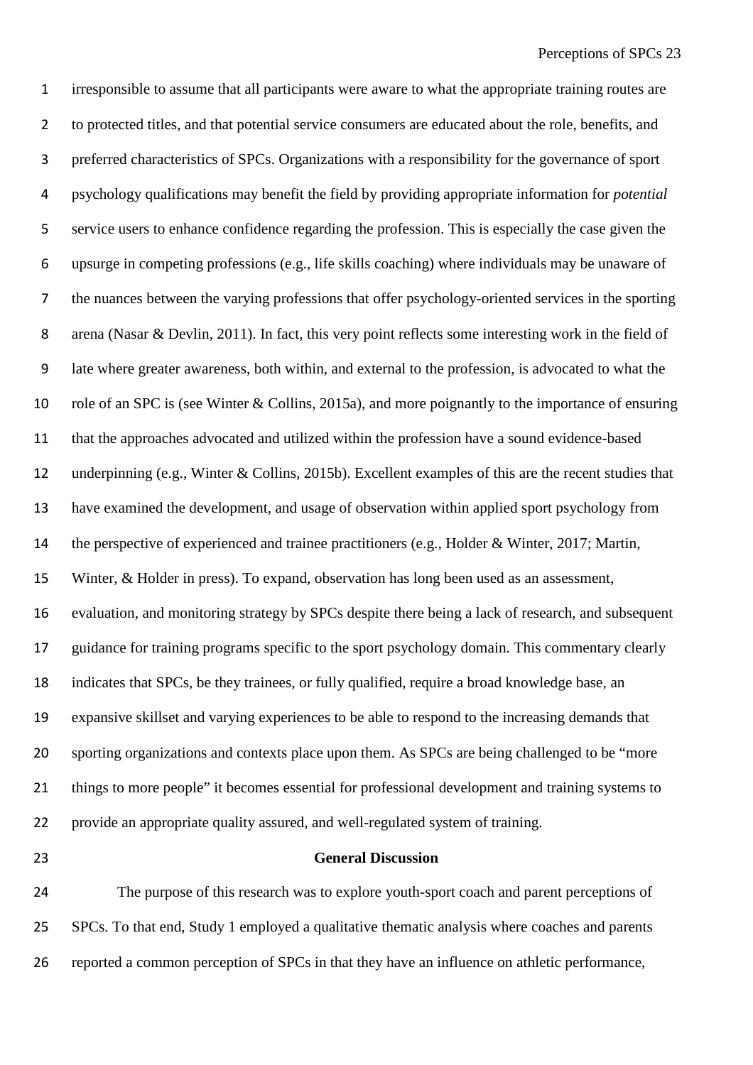irresponsible to assume that all participants were aware to what the appropriate training routes are to protected titles, and that potential service consumers are educated about the role, benefits, and preferred characteristics of SPCs. Organizations with a responsibility for the governance of sport psychology qualifications may benefit the field by providing appropriate information for *potential* service users to enhance confidence regarding the profession. This is especially the case given the upsurge in competing professions (e.g., life skills coaching) where individuals may be unaware of the nuances between the varying professions that offer psychology-oriented services in the sporting arena (Nasar & Devlin, 2011). In fact, this very point reflects some interesting work in the field of late where greater awareness, both within, and external to the profession, is advocated to what the role of an SPC is (see Winter & Collins, 2015a), and more poignantly to the importance of ensuring that the approaches advocated and utilized within the profession have a sound evidence-based underpinning (e.g., Winter & Collins, 2015b). Excellent examples of this are the recent studies that have examined the development, and usage of observation within applied sport psychology from the perspective of experienced and trainee practitioners (e.g., Holder & Winter, 2017; Martin, Winter, & Holder in press). To expand, observation has long been used as an assessment, evaluation, and monitoring strategy by SPCs despite there being a lack of research, and subsequent guidance for training programs specific to the sport psychology domain. This commentary clearly indicates that SPCs, be they trainees, or fully qualified, require a broad knowledge base, an expansive skillset and varying experiences to be able to respond to the increasing demands that sporting organizations and contexts place upon them. As SPCs are being challenged to be "more things to more people" it becomes essential for professional development and training systems to provide an appropriate quality assured, and well-regulated system of training.

## General Discussion

The purpose of this research was to explore youth-sport coach and parent perceptions of SPCs. To that end, Study 1 employed a qualitative thematic analysis where coaches and parents reported a common perception of SPCs in that they have an influence on athletic performance,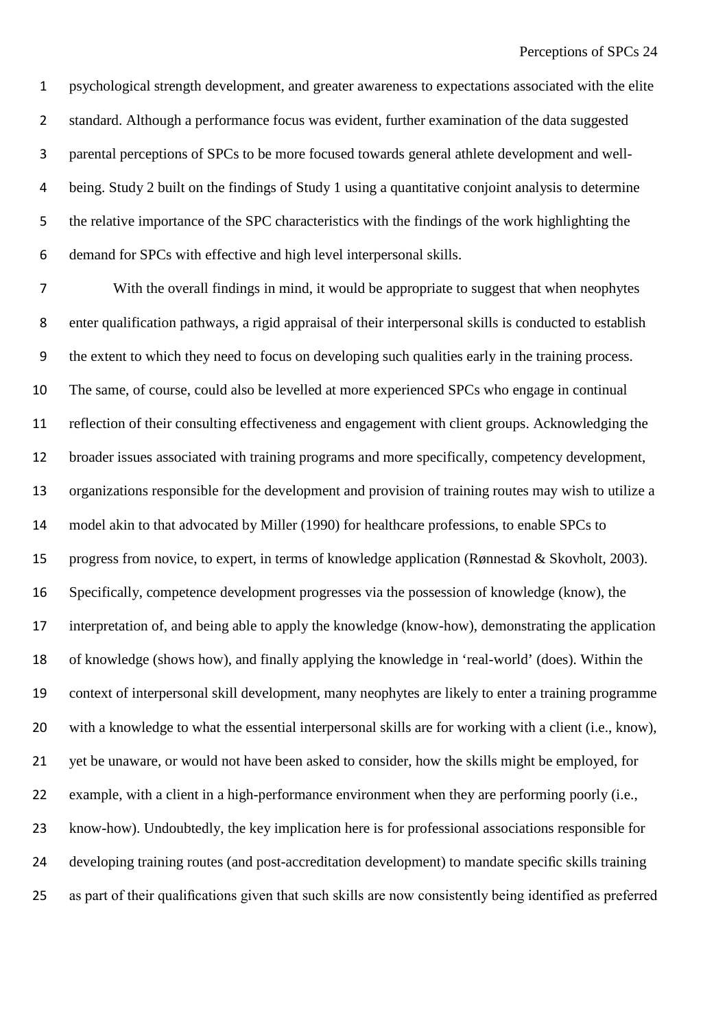psychological strength development, and greater awareness to expectations associated with the elite standard. Although a performance focus was evident, further examination of the data suggested parental perceptions of SPCs to be more focused towards general athlete development and well-being. Study 2 built on the findings of Study 1 using a quantitative conjoint analysis to determine the relative importance of the SPC characteristics with the findings of the work highlighting the demand for SPCs with effective and high level interpersonal skills.

With the overall findings in mind, it would be appropriate to suggest that when neophytes enter qualification pathways, a rigid appraisal of their interpersonal skills is conducted to establish the extent to which they need to focus on developing such qualities early in the training process. The same, of course, could also be levelled at more experienced SPCs who engage in continual reflection of their consulting effectiveness and engagement with client groups. Acknowledging the broader issues associated with training programs and more specifically, competency development, organizations responsible for the development and provision of training routes may wish to utilize a model akin to that advocated by Miller (1990) for healthcare professions, to enable SPCs to progress from novice, to expert, in terms of knowledge application (Rønnestad & Skovholt, 2003). Specifically, competence development progresses via the possession of knowledge (know), the interpretation of, and being able to apply the knowledge (know-how), demonstrating the application of knowledge (shows how), and finally applying the knowledge in 'real-world' (does). Within the context of interpersonal skill development, many neophytes are likely to enter a training programme with a knowledge to what the essential interpersonal skills are for working with a client (i.e., know), yet be unaware, or would not have been asked to consider, how the skills might be employed, for example, with a client in a high-performance environment when they are performing poorly (i.e., know-how). Undoubtedly, the key implication here is for professional associations responsible for developing training routes (and post-accreditation development) to mandate specific skills training as part of their qualifications given that such skills are now consistently being identified as preferred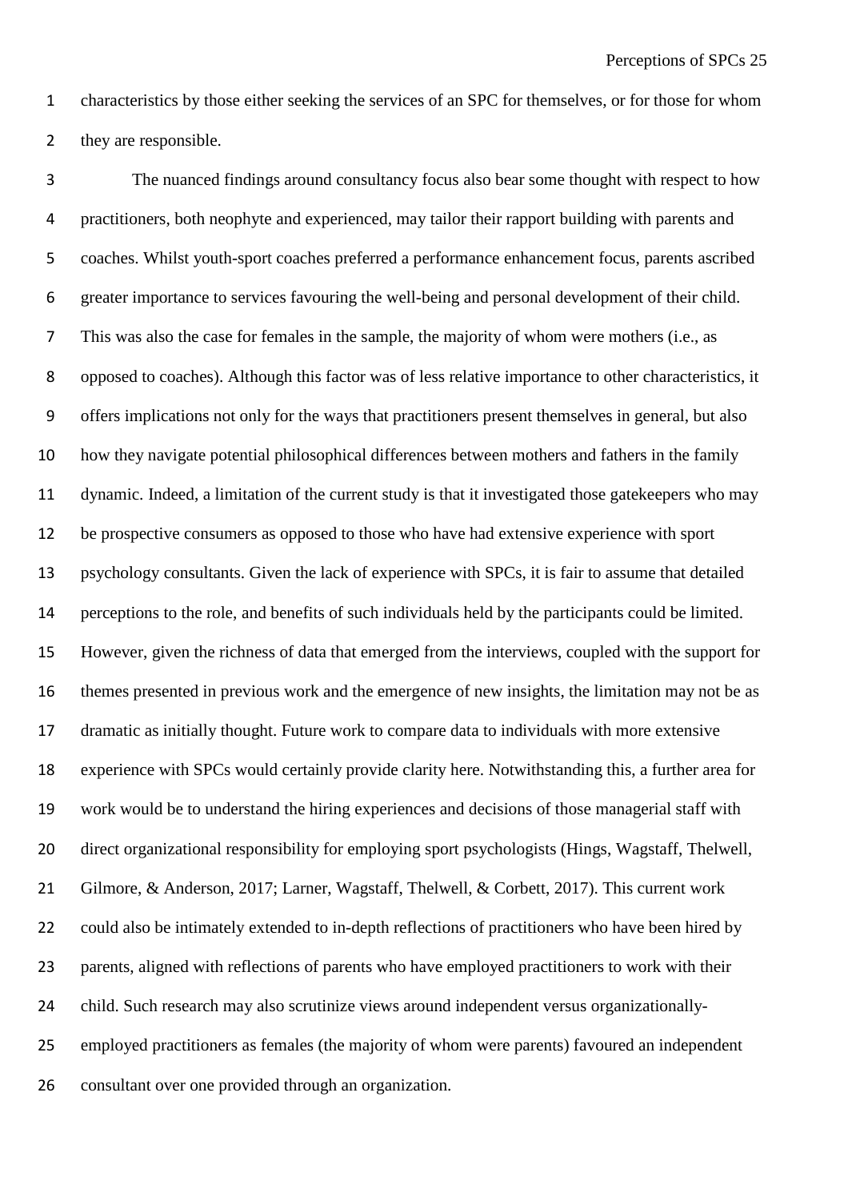characteristics by those either seeking the services of an SPC for themselves, or for those for whom they are responsible.

The nuanced findings around consultancy focus also bear some thought with respect to how practitioners, both neophyte and experienced, may tailor their rapport building with parents and coaches. Whilst youth-sport coaches preferred a performance enhancement focus, parents ascribed greater importance to services favouring the well-being and personal development of their child. This was also the case for females in the sample, the majority of whom were mothers (i.e., as opposed to coaches). Although this factor was of less relative importance to other characteristics, it offers implications not only for the ways that practitioners present themselves in general, but also how they navigate potential philosophical differences between mothers and fathers in the family dynamic. Indeed, a limitation of the current study is that it investigated those gatekeepers who may be prospective consumers as opposed to those who have had extensive experience with sport psychology consultants. Given the lack of experience with SPCs, it is fair to assume that detailed perceptions to the role, and benefits of such individuals held by the participants could be limited. However, given the richness of data that emerged from the interviews, coupled with the support for themes presented in previous work and the emergence of new insights, the limitation may not be as dramatic as initially thought. Future work to compare data to individuals with more extensive experience with SPCs would certainly provide clarity here. Notwithstanding this, a further area for work would be to understand the hiring experiences and decisions of those managerial staff with direct organizational responsibility for employing sport psychologists (Hings, Wagstaff, Thelwell, Gilmore, & Anderson, 2017; Larner, Wagstaff, Thelwell, & Corbett, 2017). This current work could also be intimately extended to in-depth reflections of practitioners who have been hired by parents, aligned with reflections of parents who have employed practitioners to work with their child. Such research may also scrutinize views around independent versus organizationally-employed practitioners as females (the majority of whom were parents) favoured an independent consultant over one provided through an organization.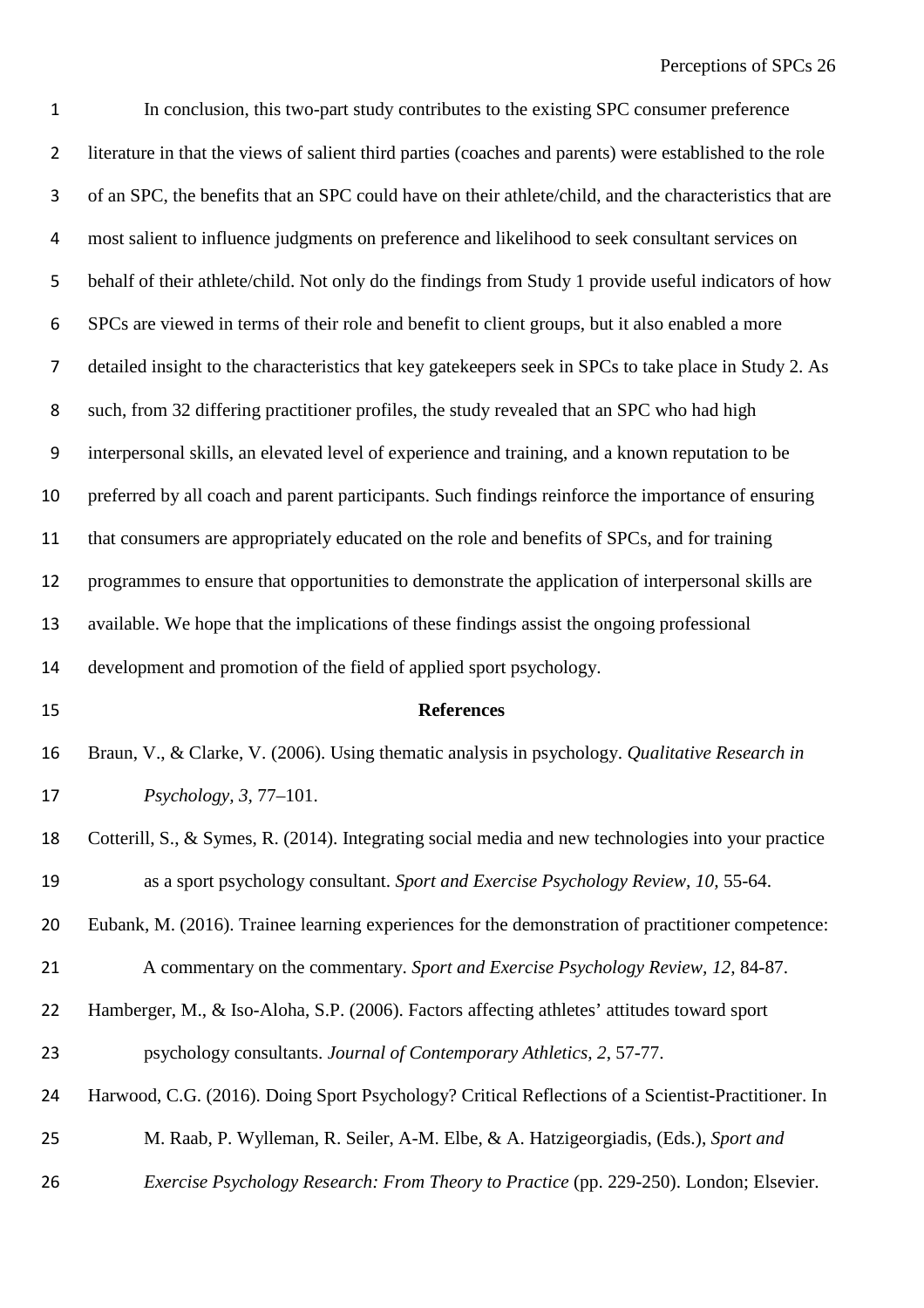In conclusion, this two-part study contributes to the existing SPC consumer preference literature in that the views of salient third parties (coaches and parents) were established to the role of an SPC, the benefits that an SPC could have on their athlete/child, and the characteristics that are most salient to influence judgments on preference and likelihood to seek consultant services on behalf of their athlete/child. Not only do the findings from Study 1 provide useful indicators of how SPCs are viewed in terms of their role and benefit to client groups, but it also enabled a more detailed insight to the characteristics that key gatekeepers seek in SPCs to take place in Study 2. As such, from 32 differing practitioner profiles, the study revealed that an SPC who had high interpersonal skills, an elevated level of experience and training, and a known reputation to be preferred by all coach and parent participants. Such findings reinforce the importance of ensuring that consumers are appropriately educated on the role and benefits of SPCs, and for training programmes to ensure that opportunities to demonstrate the application of interpersonal skills are available. We hope that the implications of these findings assist the ongoing professional development and promotion of the field of applied sport psychology.

## References

Braun, V., & Clarke, V. (2006). Using thematic analysis in psychology. *Qualitative Research in Psychology, 3,* 77–101.

Cotterill, S., & Symes, R. (2014). Integrating social media and new technologies into your practice as a sport psychology consultant. *Sport and Exercise Psychology Review, 10,* 55-64.

Eubank, M. (2016). Trainee learning experiences for the demonstration of practitioner competence: A commentary on the commentary. *Sport and Exercise Psychology Review, 12,* 84-87.

Hamberger, M., & Iso-Aloha, S.P. (2006). Factors affecting athletes' attitudes toward sport psychology consultants. *Journal of Contemporary Athletics, 2,* 57-77.

Harwood, C.G. (2016). Doing Sport Psychology? Critical Reflections of a Scientist-Practitioner. In M. Raab, P. Wylleman, R. Seiler, A-M. Elbe, & A. Hatzigeorgiadis, (Eds.), *Sport and Exercise Psychology Research: From Theory to Practice* (pp. 229-250). London; Elsevier.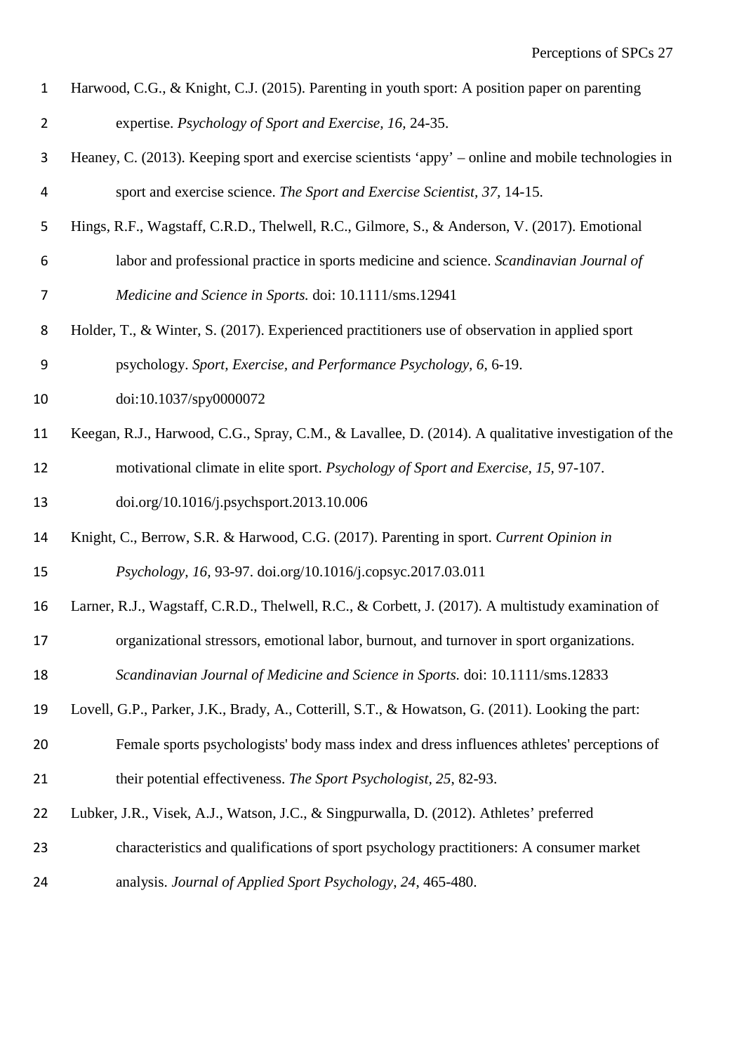Harwood, C.G., & Knight, C.J. (2015). Parenting in youth sport: A position paper on parenting expertise. *Psychology of Sport and Exercise, 16,* 24-35.

Heaney, C. (2013). Keeping sport and exercise scientists 'appy' – online and mobile technologies in sport and exercise science. *The Sport and Exercise Scientist, 37,* 14-15.

Hings, R.F., Wagstaff, C.R.D., Thelwell, R.C., Gilmore, S., & Anderson, V. (2017). Emotional labor and professional practice in sports medicine and science. *Scandinavian Journal of Medicine and Science in Sports.* doi: 10.1111/sms.12941

Holder, T., & Winter, S. (2017). Experienced practitioners use of observation in applied sport psychology. *Sport, Exercise, and Performance Psychology, 6,* 6-19. doi:10.1037/spy0000072

Keegan, R.J., Harwood, C.G., Spray, C.M., & Lavallee, D. (2014). A qualitative investigation of the motivational climate in elite sport. *Psychology of Sport and Exercise, 15,* 97-107. doi.org/10.1016/j.psychsport.2013.10.006

Knight, C., Berrow, S.R. & Harwood, C.G. (2017). Parenting in sport. *Current Opinion in Psychology, 16,* 93-97. doi.org/10.1016/j.copsyc.2017.03.011

Larner, R.J., Wagstaff, C.R.D., Thelwell, R.C., & Corbett, J. (2017). A multistudy examination of organizational stressors, emotional labor, burnout, and turnover in sport organizations. *Scandinavian Journal of Medicine and Science in Sports.* doi: 10.1111/sms.12833

Lovell, G.P., Parker, J.K., Brady, A., Cotterill, S.T., & Howatson, G. (2011). Looking the part: Female sports psychologists' body mass index and dress influences athletes' perceptions of their potential effectiveness. *The Sport Psychologist, 25,* 82-93.

Lubker, J.R., Visek, A.J., Watson, J.C., & Singpurwalla, D. (2012). Athletes' preferred characteristics and qualifications of sport psychology practitioners: A consumer market analysis. *Journal of Applied Sport Psychology, 24,* 465-480.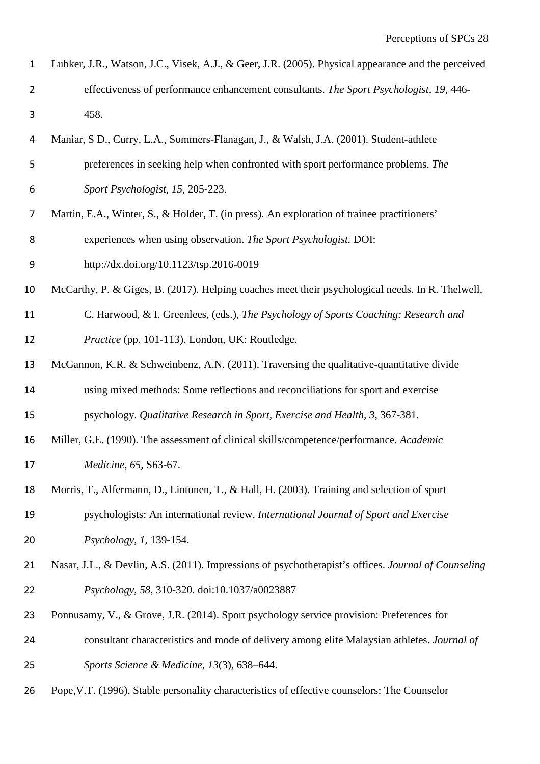Lubker, J.R., Watson, J.C., Visek, A.J., & Geer, J.R. (2005). Physical appearance and the perceived effectiveness of performance enhancement consultants. *The Sport Psychologist*, *19*, 446-458.

Maniar, S D., Curry, L.A., Sommers-Flanagan, J., & Walsh, J.A. (2001). Student-athlete preferences in seeking help when confronted with sport performance problems. *The Sport Psychologist*, *15*, 205-223.

Martin, E.A., Winter, S., & Holder, T. (in press). An exploration of trainee practitioners' experiences when using observation. *The Sport Psychologist.* DOI: http://dx.doi.org/10.1123/tsp.2016-0019

McCarthy, P. & Giges, B. (2017). Helping coaches meet their psychological needs. In R. Thelwell, C. Harwood, & I. Greenlees, (eds.), *The Psychology of Sports Coaching: Research and Practice* (pp. 101-113). London, UK: Routledge.

McGannon, K.R. & Schweinbenz, A.N. (2011). Traversing the qualitative-quantitative divide using mixed methods: Some reflections and reconciliations for sport and exercise psychology. *Qualitative Research in Sport, Exercise and Health, 3*, 367-381.

Miller, G.E. (1990). The assessment of clinical skills/competence/performance. *Academic Medicine*, *65*, S63-67.

Morris, T., Alfermann, D., Lintunen, T., & Hall, H. (2003). Training and selection of sport psychologists: An international review. *International Journal of Sport and Exercise Psychology*, *1*, 139-154.

Nasar, J.L., & Devlin, A.S. (2011). Impressions of psychotherapist's offices. *Journal of Counseling Psychology*, *58*, 310-320. doi:10.1037/a0023887

Ponnusamy, V., & Grove, J.R. (2014). Sport psychology service provision: Preferences for consultant characteristics and mode of delivery among elite Malaysian athletes. *Journal of Sports Science & Medicine*, *13*(3), 638–644.

Pope,V.T. (1996). Stable personality characteristics of effective counselors: The Counselor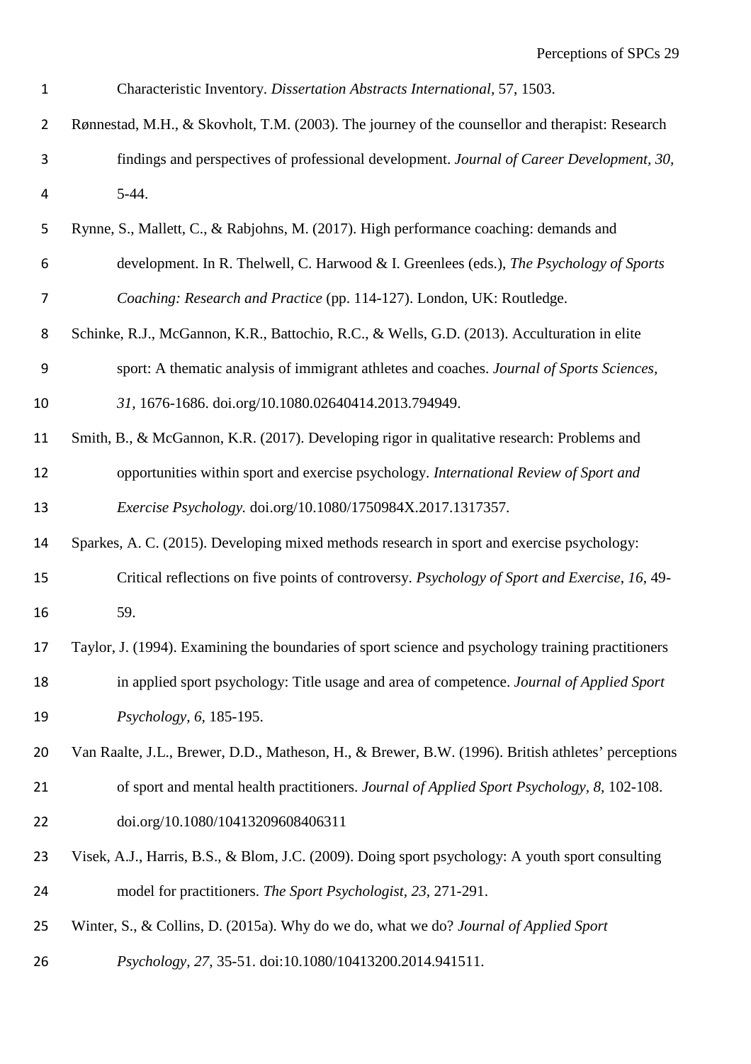Characteristic Inventory. *Dissertation Abstracts International*, 57, 1503.

Rønnestad, M.H., & Skovholt, T.M. (2003). The journey of the counsellor and therapist: Research findings and perspectives of professional development. *Journal of Career Development, 30*, 5-44.

Rynne, S., Mallett, C., & Rabjohns, M. (2017). High performance coaching: demands and development. In R. Thelwell, C. Harwood & I. Greenlees (eds.), *The Psychology of Sports Coaching: Research and Practice* (pp. 114-127). London, UK: Routledge.

Schinke, R.J., McGannon, K.R., Battochio, R.C., & Wells, G.D. (2013). Acculturation in elite sport: A thematic analysis of immigrant athletes and coaches. *Journal of Sports Sciences, 31*, 1676-1686. doi.org/10.1080.02640414.2013.794949.

Smith, B., & McGannon, K.R. (2017). Developing rigor in qualitative research: Problems and opportunities within sport and exercise psychology. *International Review of Sport and Exercise Psychology.* doi.org/10.1080/1750984X.2017.1317357.

Sparkes, A. C. (2015). Developing mixed methods research in sport and exercise psychology: Critical reflections on five points of controversy. *Psychology of Sport and Exercise*, *16*, 49-59.

Taylor, J. (1994). Examining the boundaries of sport science and psychology training practitioners in applied sport psychology: Title usage and area of competence. *Journal of Applied Sport Psychology, 6*, 185-195.

Van Raalte, J.L., Brewer, D.D., Matheson, H., & Brewer, B.W. (1996). British athletes' perceptions of sport and mental health practitioners. *Journal of Applied Sport Psychology, 8*, 102-108. doi.org/10.1080/10413209608406311

Visek, A.J., Harris, B.S., & Blom, J.C. (2009). Doing sport psychology: A youth sport consulting model for practitioners. *The Sport Psychologist, 23*, 271-291.

Winter, S., & Collins, D. (2015a). Why do we do, what we do? *Journal of Applied Sport Psychology, 27*, 35-51. doi:10.1080/10413200.2014.941511.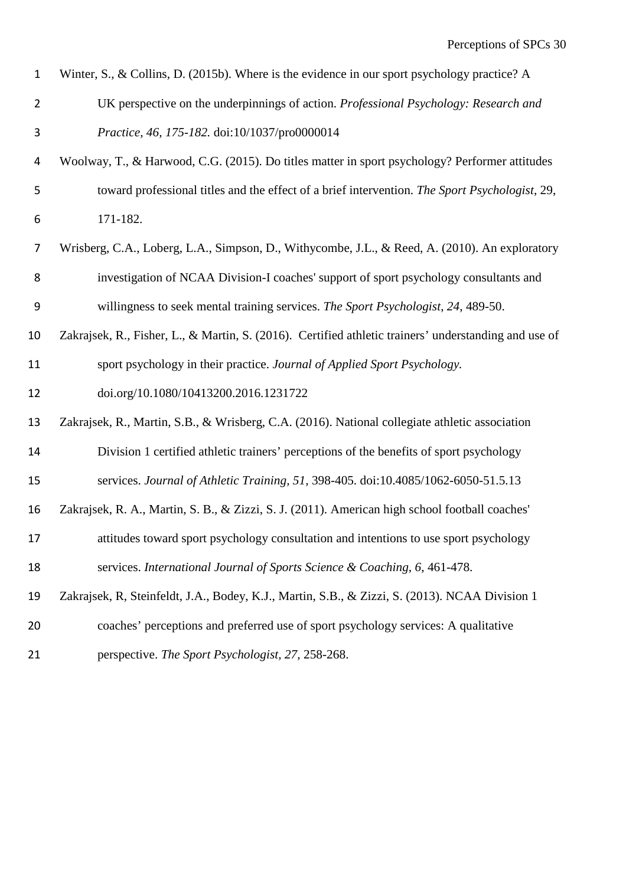Winter, S., & Collins, D. (2015b). Where is the evidence in our sport psychology practice? A UK perspective on the underpinnings of action. *Professional Psychology: Research and Practice, 46, 175-182.* doi:10/1037/pro0000014

Woolway, T., & Harwood, C.G. (2015). Do titles matter in sport psychology? Performer attitudes toward professional titles and the effect of a brief intervention. *The Sport Psychologist*, 29, 171-182.

Wrisberg, C.A., Loberg, L.A., Simpson, D., Withycombe, J.L., & Reed, A. (2010). An exploratory investigation of NCAA Division-I coaches' support of sport psychology consultants and willingness to seek mental training services. *The Sport Psychologist*, *24*, 489-50.

Zakrajsek, R., Fisher, L., & Martin, S. (2016). Certified athletic trainers' understanding and use of sport psychology in their practice. *Journal of Applied Sport Psychology.* doi.org/10.1080/10413200.2016.1231722

Zakrajsek, R., Martin, S.B., & Wrisberg, C.A. (2016). National collegiate athletic association Division 1 certified athletic trainers' perceptions of the benefits of sport psychology services. *Journal of Athletic Training, 51,* 398-405. doi:10.4085/1062-6050-51.5.13

Zakrajsek, R. A., Martin, S. B., & Zizzi, S. J. (2011). American high school football coaches' attitudes toward sport psychology consultation and intentions to use sport psychology services. *International Journal of Sports Science & Coaching*, *6*, 461-478.

Zakrajsek, R, Steinfeldt, J.A., Bodey, K.J., Martin, S.B., & Zizzi, S. (2013). NCAA Division 1 coaches' perceptions and preferred use of sport psychology services: A qualitative perspective. *The Sport Psychologist, 27*, 258-268.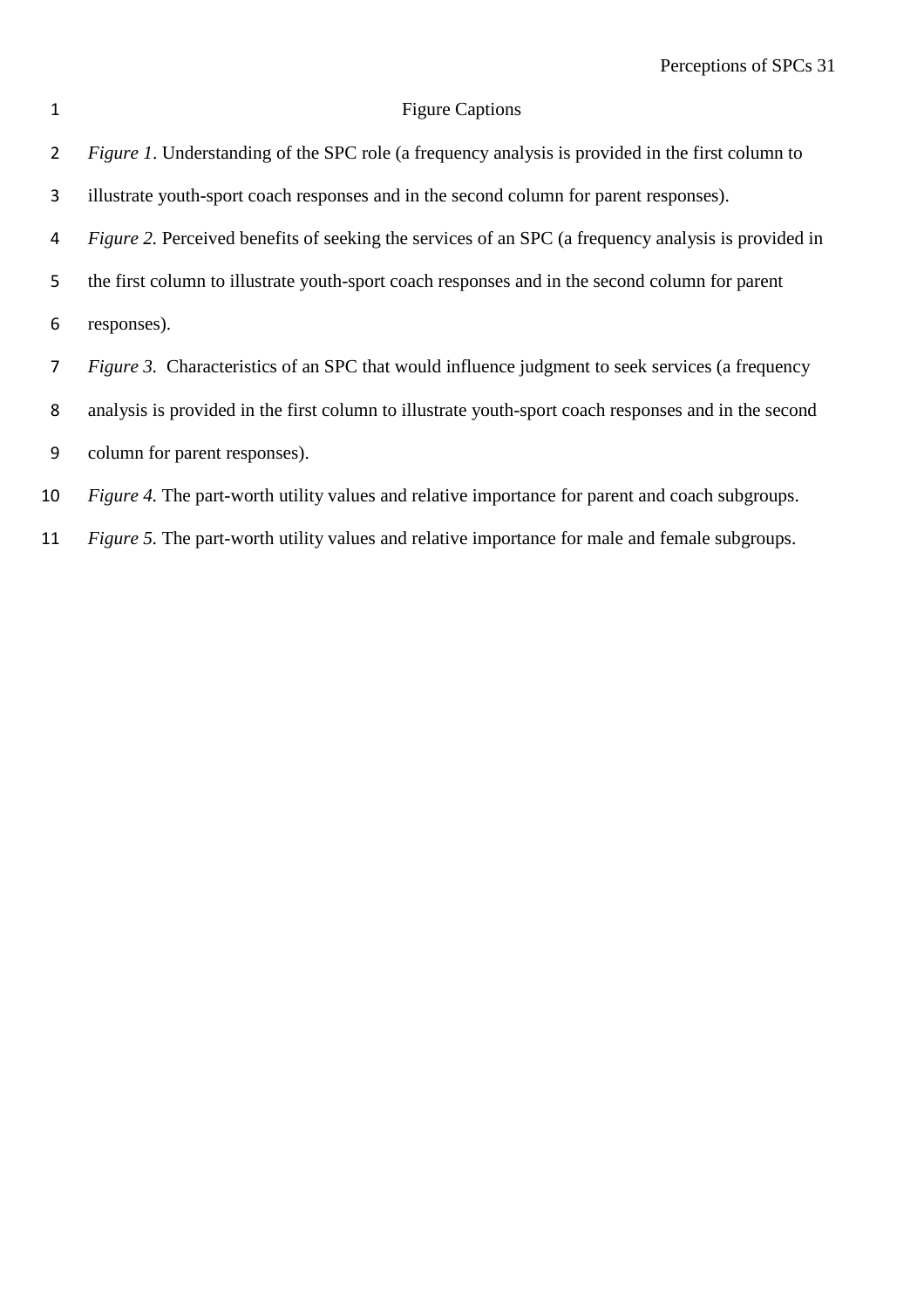# Figure Captions

*Figure 1*. Understanding of the SPC role (a frequency analysis is provided in the first column to illustrate youth-sport coach responses and in the second column for parent responses).

*Figure 2.* Perceived benefits of seeking the services of an SPC (a frequency analysis is provided in the first column to illustrate youth-sport coach responses and in the second column for parent responses).

*Figure 3.* Characteristics of an SPC that would influence judgment to seek services (a frequency analysis is provided in the first column to illustrate youth-sport coach responses and in the second column for parent responses).

*Figure 4.* The part-worth utility values and relative importance for parent and coach subgroups.

*Figure 5.* The part-worth utility values and relative importance for male and female subgroups.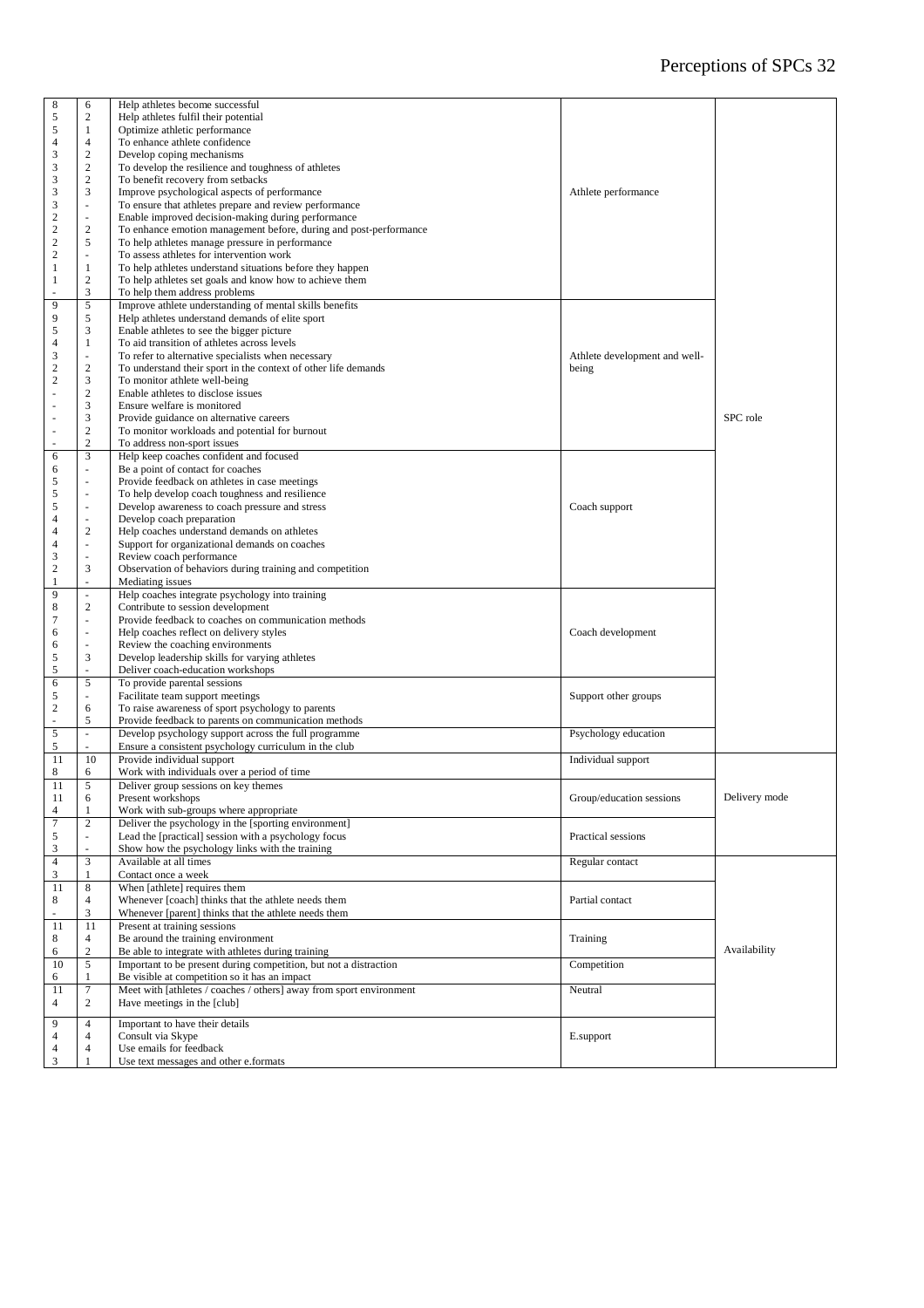| | | | | |
|---|---|---|---|---|
| 8 | 6 | Help athletes become successful | Athlete performance | SPC role |
| 5 | 2 | Help athletes fulfil their potential | | |
| 5 | 1 | Optimize athletic performance | | |
| 4 | 4 | To enhance athlete confidence | | |
| 3 | 2 | Develop coping mechanisms | | |
| 3 | 2 | To develop the resilience and toughness of athletes | | |
| 3 | 2 | To benefit recovery from setbacks | | |
| 3 | 3 | Improve psychological aspects of performance | | |
| 3 | - | To ensure that athletes prepare and review performance | | |
| 2 | - | Enable improved decision-making during performance | | |
| 2 | 2 | To enhance emotion management before, during and post-performance | | |
| 2 | 5 | To help athletes manage pressure in performance | | |
| 2 | - | To assess athletes for intervention work | | |
| 1 | 1 | To help athletes understand situations before they happen | | |
| 1 | 2 | To help athletes set goals and know how to achieve them | | |
| - | 3 | To help them address problems | | |
| 9 | 5 | Improve athlete understanding of mental skills benefits | Athlete development and well-being | |
| 9 | 5 | Help athletes understand demands of elite sport | | |
| 5 | 3 | Enable athletes to see the bigger picture | | |
| 4 | 1 | To aid transition of athletes across levels | | |
| 3 | - | To refer to alternative specialists when necessary | | |
| 2 | 2 | To understand their sport in the context of other life demands | | |
| 2 | 3 | To monitor athlete well-being | | |
| - | 2 | Enable athletes to disclose issues | | |
| - | 3 | Ensure welfare is monitored | | |
| - | 3 | Provide guidance on alternative careers | | |
| - | 2 | To monitor workloads and potential for burnout | | |
| - | 2 | To address non-sport issues | | |
| 6 | 3 | Help keep coaches confident and focused | Coach support | |
| 6 | - | Be a point of contact for coaches | | |
| 5 | - | Provide feedback on athletes in case meetings | | |
| 5 | - | To help develop coach toughness and resilience | | |
| 5 | - | Develop awareness to coach pressure and stress | | |
| 4 | - | Develop coach preparation | | |
| 4 | 2 | Help coaches understand demands on athletes | | |
| 4 | - | Support for organizational demands on coaches | | |
| 3 | - | Review coach performance | | |
| 2 | 3 | Observation of behaviors during training and competition | | |
| 1 | - | Mediating issues | | |
| 9 | - | Help coaches integrate psychology into training | Coach development | |
| 8 | 2 | Contribute to session development | | |
| 7 | - | Provide feedback to coaches on communication methods | | |
| 6 | - | Help coaches reflect on delivery styles | | |
| 6 | - | Review the coaching environments | | |
| 5 | 3 | Develop leadership skills for varying athletes | | |
| 5 | - | Deliver coach-education workshops | | |
| 6 | 5 | To provide parental sessions | Support other groups | |
| 5 | - | Facilitate team support meetings | | |
| 2 | 6 | To raise awareness of sport psychology to parents | | |
| - | 5 | Provide feedback to parents on communication methods | | |
| 5 | - | Develop psychology support across the full programme | Psychology education | |
| 5 | - | Ensure a consistent psychology curriculum in the club | | |
| 11 | 10 | Provide individual support | Individual support | Delivery mode |
| 8 | 6 | Work with individuals over a period of time | | |
| 11 | 5 | Deliver group sessions on key themes | Group/education sessions | |
| 11 | 6 | Present workshops | | |
| 4 | 1 | Work with sub-groups where appropriate | | |
| 7 | 2 | Deliver the psychology in the [sporting environment] | Practical sessions | |
| 5 | - | Lead the [practical] session with a psychology focus | | |
| 3 | - | Show how the psychology links with the training | | |
| 4 | 3 | Available at all times | Regular contact | Availability |
| 3 | 1 | Contact once a week | | |
| 11 | 8 | When [athlete] requires them | Partial contact | |
| 8 | 4 | Whenever [coach] thinks that the athlete needs them | | |
| - | 3 | Whenever [parent] thinks that the athlete needs them | | |
| 11 | 11 | Present at training sessions | Training | |
| 8 | 4 | Be around the training environment | | |
| 6 | 2 | Be able to integrate with athletes during training | | |
| 10 | 5 | Important to be present during competition, but not a distraction | Competition | |
| 6 | 1 | Be visible at competition so it has an impact | | |
| 11 | 7 | Meet with [athletes / coaches / others] away from sport environment | Neutral | |
| 4 | 2 | Have meetings in the [club] | | |
| 9 | 4 | Important to have their details | E.support | |
| 4 | 4 | Consult via Skype | | |
| 4 | 4 | Use emails for feedback | | |
| 3 | 1 | Use text messages and other e.formats | | |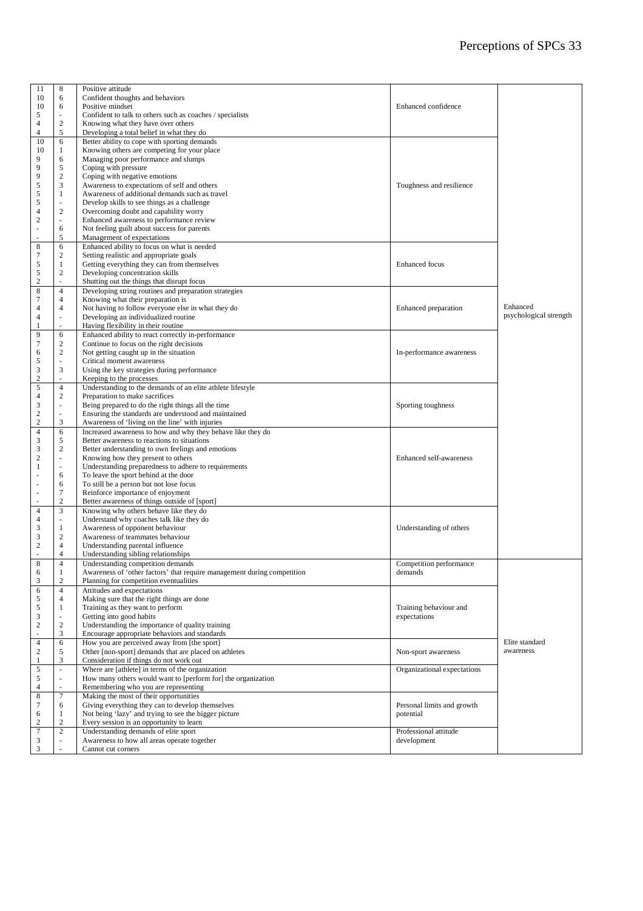| | | | | |
|---|---|---|---|---|
| 11 | 8 | Positive attitude | Enhanced confidence | Enhanced psychological strength |
| 10 | 6 | Confident thoughts and behaviors | | |
| 10 | 6 | Positive mindset | | |
| 5 | - | Confident to talk to others such as coaches / specialists | | |
| 4 | 2 | Knowing what they have over others | | |
| 4 | 5 | Developing a total belief in what they do | | |
| 10 | 6 | Better ability to cope with sporting demands | Toughness and resilience | |
| 10 | 1 | Knowing others are competing for your place | | |
| 9 | 6 | Managing poor performance and slumps | | |
| 9 | 5 | Coping with pressure | | |
| 9 | 2 | Coping with negative emotions | | |
| 5 | 3 | Awareness to expectations of self and others | | |
| 5 | 1 | Awareness of additional demands such as travel | | |
| 5 | - | Develop skills to see things as a challenge | | |
| 4 | 2 | Overcoming doubt and capability worry | | |
| 2 | - | Enhanced awareness to performance review | | |
| - | 6 | Not feeling guilt about success for parents | | |
| - | 5 | Management of expectations | | |
| 8 | 6 | Enhanced ability to focus on what is needed | Enhanced focus | |
| 7 | 2 | Setting realistic and appropriate goals | | |
| 5 | 1 | Getting everything they can from themselves | | |
| 5 | 2 | Developing concentration skills | | |
| 2 | - | Shutting out the things that disrupt focus | | |
| 8 | 4 | Developing string routines and preparation strategies | Enhanced preparation | |
| 7 | 4 | Knowing what their preparation is | | |
| 4 | 4 | Not having to follow everyone else in what they do | | |
| 4 | - | Developing an individualized routine | | |
| 1 | - | Having flexibility in their routine | | |
| 9 | 6 | Enhanced ability to react correctly in-performance | In-performance awareness | |
| 7 | 2 | Continue to focus on the right decisions | | |
| 6 | 2 | Not getting caught up in the situation | | |
| 5 | - | Critical moment awareness | | |
| 3 | 3 | Using the key strategies during performance | | |
| 2 | - | Keeping to the processes | | |
| 5 | 4 | Understanding to the demands of an elite athlete lifestyle | Sporting toughness | |
| 4 | 2 | Preparation to make sacrifices | | |
| 3 | - | Being prepared to do the right things all the time | | |
| 2 | - | Ensuring the standards are understood and maintained | | |
| 2 | 3 | Awareness of 'living on the line' with injuries | | |
| 4 | 6 | Increased awareness to how and why they behave like they do | Enhanced self-awareness | |
| 3 | 5 | Better awareness to reactions to situations | | |
| 3 | 2 | Better understanding to own feelings and emotions | | |
| 2 | - | Knowing how they present to others | | |
| 1 | - | Understanding preparedness to adhere to requirements | | |
| - | 6 | To leave the sport behind at the door | | |
| - | 6 | To still be a person but not lose focus | | |
| - | 7 | Reinforce importance of enjoyment | | |
| - | 2 | Better awareness of things outside of [sport] | | |
| 4 | 3 | Knowing why others behave like they do | Understanding of others | |
| 4 | - | Understand why coaches talk like they do | | |
| 3 | 1 | Awareness of opponent behaviour | | |
| 3 | 2 | Awareness of teammates behaviour | | |
| 2 | 4 | Understanding parental influence | | |
| - | 4 | Understanding sibling relationships | | |
| 8 | 4 | Understanding competition demands | Competition performance demands | Elite standard awareness |
| 6 | 1 | Awareness of 'other factors' that require management during competition | | |
| 3 | 2 | Planning for competition eventualities | | |
| 6 | 4 | Attitudes and expectations | Training behaviour and expectations | |
| 5 | 4 | Making sure that the right things are done | | |
| 5 | 1 | Training as they want to perform | | |
| 3 | - | Getting into good habits | | |
| 2 | 2 | Understanding the importance of quality training | | |
| - | 3 | Encourage appropriate behaviors and standards | | |
| 4 | 6 | How you are perceived away from [the sport] | Non-sport awareness | |
| 2 | 5 | Other [non-sport] demands that are placed on athletes | | |
| 1 | 3 | Consideration if things do not work out | | |
| 5 | - | Where are [athlete] in terms of the organization | Organizational expectations | |
| 5 | - | How many others would want to [perform for] the organization | | |
| 4 | - | Remembering who you are representing | | |
| 8 | 7 | Making the most of their opportunities | Personal limits and growth potential | |
| 7 | 6 | Giving everything they can to develop themselves | | |
| 6 | 1 | Not being 'lazy' and trying to see the bigger picture | | |
| 2 | 2 | Every session is an opportunity to learn | | |
| 7 | 2 | Understanding demands of elite sport | Professional attitude development | |
| 3 | - | Awareness to how all areas operate together | | |
| 3 | - | Cannot cut corners | | |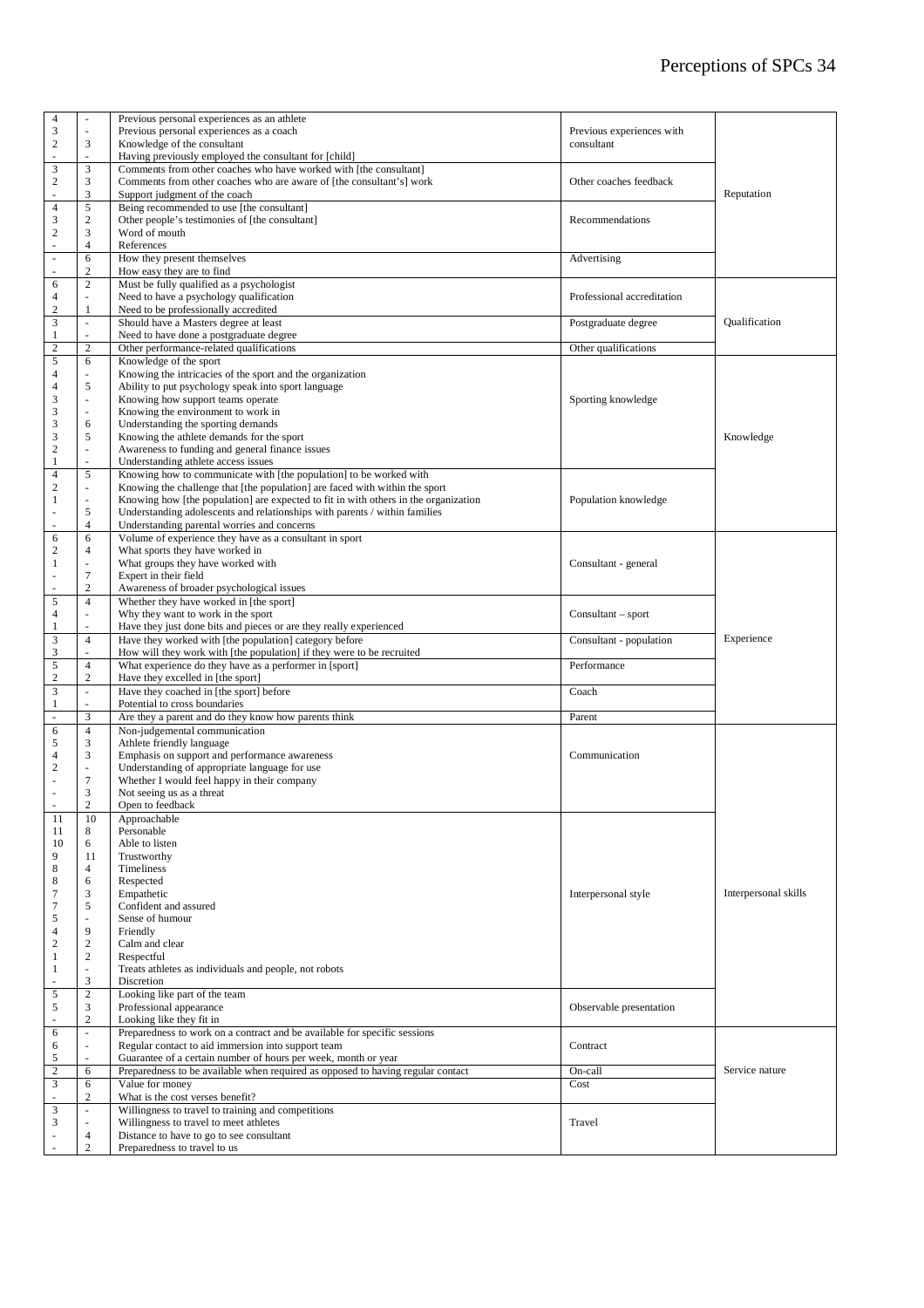| | | | | |
|---|---|---|---|---|
| 4 | - | Previous personal experiences as an athlete | Previous experiences with consultant | Reputation |
| 3 | - | Previous personal experiences as a coach | | |
| 2 | 3 | Knowledge of the consultant | | |
| - | - | Having previously employed the consultant for [child] | | |
| 3 | 3 | Comments from other coaches who have worked with [the consultant] | Other coaches feedback | |
| 2 | 3 | Comments from other coaches who are aware of [the consultant's] work | | |
| - | 3 | Support judgment of the coach | | |
| 4 | 5 | Being recommended to use [the consultant] | Recommendations | |
| 3 | 2 | Other people's testimonies of [the consultant] | | |
| 2 | 3 | Word of mouth | | |
| - | 4 | References | | |
| - | 6 | How they present themselves | Advertising | |
| - | 2 | How easy they are to find | | |
| 6 | 2 | Must be fully qualified as a psychologist | Professional accreditation | Qualification |
| 4 | - | Need to have a psychology qualification | | |
| 2 | 1 | Need to be professionally accredited | | |
| 3 | - | Should have a Masters degree at least | Postgraduate degree | |
| 1 | - | Need to have done a postgraduate degree | | |
| 2 | 2 | Other performance-related qualifications | Other qualifications | |
| 5 | 6 | Knowledge of the sport | Sporting knowledge | Knowledge |
| 4 | - | Knowing the intricacies of the sport and the organization | | |
| 4 | 5 | Ability to put psychology speak into sport language | | |
| 3 | - | Knowing how support teams operate | | |
| 3 | - | Knowing the environment to work in | | |
| 3 | 6 | Understanding the sporting demands | | |
| 3 | 5 | Knowing the athlete demands for the sport | | |
| 2 | - | Awareness to funding and general finance issues | | |
| 1 | - | Understanding athlete access issues | | |
| 4 | 5 | Knowing how to communicate with [the population] to be worked with | Population knowledge | |
| 2 | - | Knowing the challenge that [the population] are faced with within the sport | | |
| 1 | - | Knowing how [the population] are expected to fit in with others in the organization | | |
| - | 5 | Understanding adolescents and relationships with parents / within families | | |
| - | 4 | Understanding parental worries and concerns | | |
| 6 | 6 | Volume of experience they have as a consultant in sport | Consultant - general | Experience |
| 2 | 4 | What sports they have worked in | | |
| 1 | - | What groups they have worked with | | |
| - | 7 | Expert in their field | | |
| - | 2 | Awareness of broader psychological issues | | |
| 5 | 4 | Whether they have worked in [the sport] | Consultant – sport | |
| 4 | - | Why they want to work in the sport | | |
| 1 | - | Have they just done bits and pieces or are they really experienced | | |
| 3 | 4 | Have they worked with [the population] category before | Consultant - population | |
| 3 | - | How will they work with [the population] if they were to be recruited | | |
| 5 | 4 | What experience do they have as a performer in [sport] | Performance | |
| 2 | 2 | Have they excelled in [the sport] | | |
| 3 | - | Have they coached in [the sport] before | Coach | |
| 1 | - | Potential to cross boundaries | | |
| - | 3 | Are they a parent and do they know how parents think | Parent | |
| 6 | 4 | Non-judgemental communication | Communication | Interpersonal skills |
| 5 | 3 | Athlete friendly language | | |
| 4 | 3 | Emphasis on support and performance awareness | | |
| 2 | - | Understanding of appropriate language for use | | |
| - | 7 | Whether I would feel happy in their company | | |
| - | 3 | Not seeing us as a threat | | |
| - | 2 | Open to feedback | | |
| 11 | 10 | Approachable | Interpersonal style | |
| 11 | 8 | Personable | | |
| 10 | 6 | Able to listen | | |
| 9 | 11 | Trustworthy | | |
| 8 | 4 | Timeliness | | |
| 8 | 6 | Respected | | |
| 7 | 3 | Empathetic | | |
| 7 | 5 | Confident and assured | | |
| 5 | - | Sense of humour | | |
| 4 | 9 | Friendly | | |
| 2 | 2 | Calm and clear | | |
| 1 | 2 | Respectful | | |
| 1 | - | Treats athletes as individuals and people, not robots | | |
| - | 3 | Discretion | | |
| 5 | 2 | Looking like part of the team | Observable presentation | |
| 5 | 3 | Professional appearance | | |
| - | 2 | Looking like they fit in | | |
| 6 | - | Preparedness to work on a contract and be available for specific sessions | Contract | Service nature |
| 6 | - | Regular contact to aid immersion into support team | | |
| 5 | - | Guarantee of a certain number of hours per week, month or year | | |
| 2 | 6 | Preparedness to be available when required as opposed to having regular contact | On-call | |
| 3 | 6 | Value for money | Cost | |
| - | 2 | What is the cost verses benefit? | | |
| 3 | - | Willingness to travel to training and competitions | Travel | |
| 3 | - | Willingness to travel to meet athletes | | |
| - | 4 | Distance to have to go to see consultant | | |
| - | 2 | Preparedness to travel to us | | |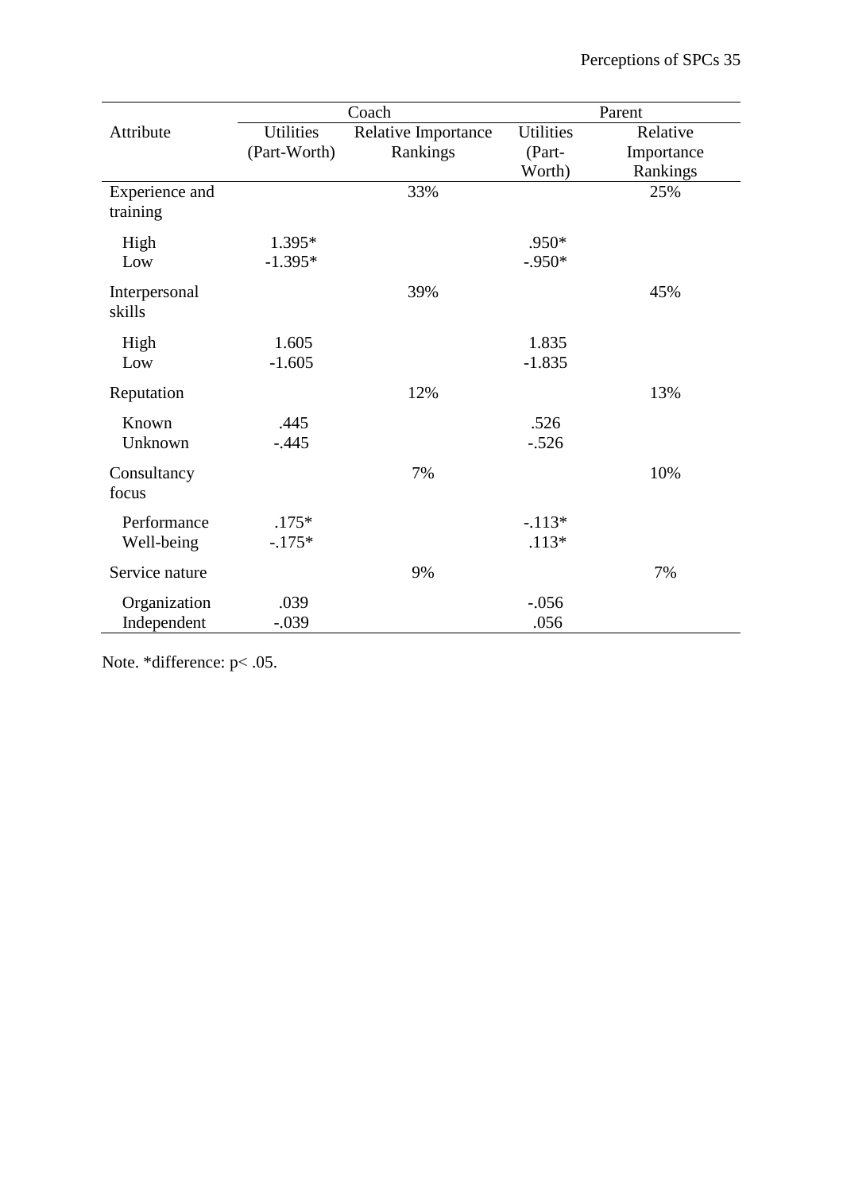| Attribute | Coach | | Parent | |
|---|---|---|---|---|
| | Utilities (Part-Worth) | Relative Importance Rankings | Utilities (Part-Worth) | Relative Importance Rankings |
| Experience and training | | 33% | | 25% |
| High | 1.395* | | .950* | |
| Low | -1.395* | | -.950* | |
| Interpersonal skills | | 39% | | 45% |
| High | 1.605 | | 1.835 | |
| Low | -1.605 | | -1.835 | |
| Reputation | | 12% | | 13% |
| Known | .445 | | .526 | |
| Unknown | -.445 | | -.526 | |
| Consultancy focus | | 7% | | 10% |
| Performance | .175* | | -.113* | |
| Well-being | -.175* | | .113* | |
| Service nature | | 9% | | 7% |
| Organization | .039 | | -.056 | |
| Independent | -.039 | | .056 | |

Note. *difference: $p < .05$.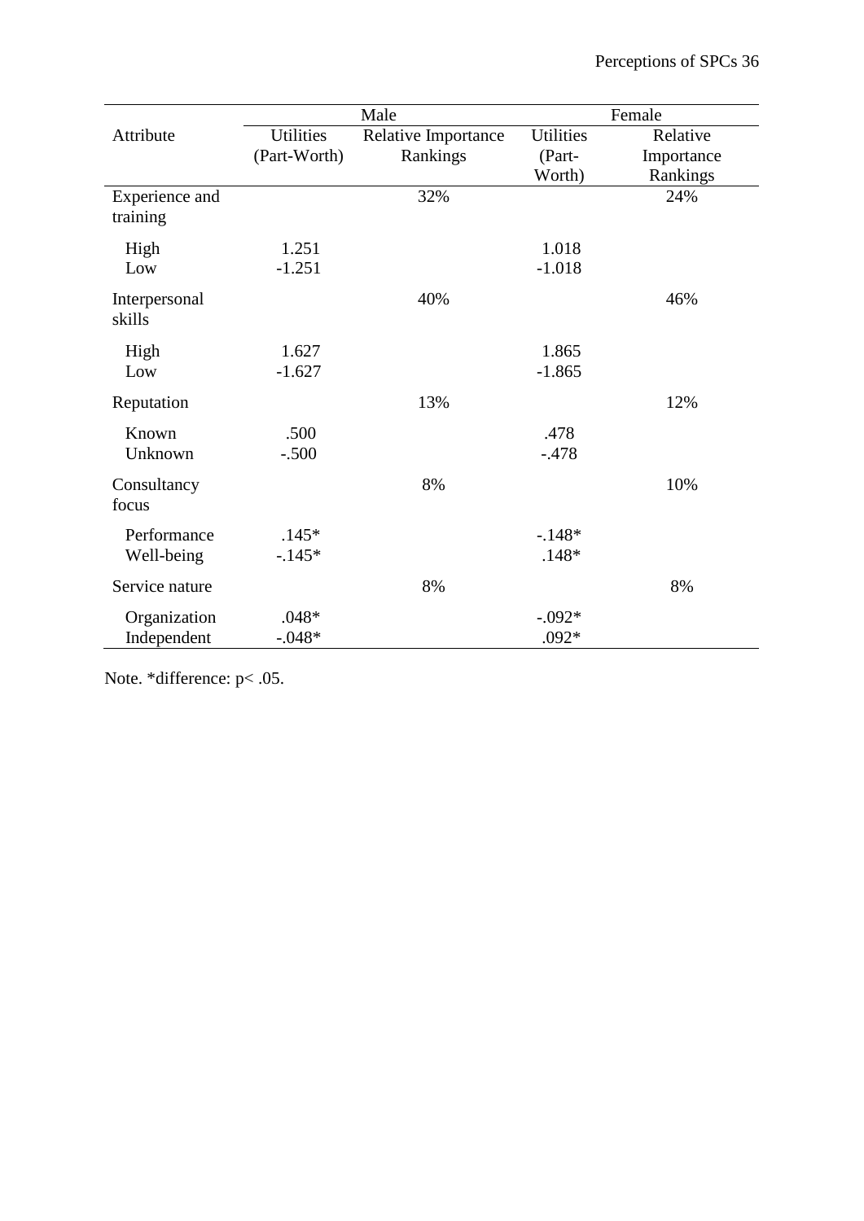| | Male | | Female | |
|---|---|---|---|---|
| Attribute | Utilities (Part-Worth) | Relative Importance Rankings | Utilities (Part-Worth) | Relative Importance Rankings |
| Experience and training | | 32% | | 24% |
| High | 1.251 | | 1.018 | |
| Low | -1.251 | | -1.018 | |
| Interpersonal skills | | 40% | | 46% |
| High | 1.627 | | 1.865 | |
| Low | -1.627 | | -1.865 | |
| Reputation | | 13% | | 12% |
| Known | .500 | | .478 | |
| Unknown | -.500 | | -.478 | |
| Consultancy focus | | 8% | | 10% |
| Performance | .145* | | -.148* | |
| Well-being | -.145* | | .148* | |
| Service nature | | 8% | | 8% |
| Organization | .048* | | -.092* | |
| Independent | -.048* | | .092* | |

Note. *difference: $p < .05$.